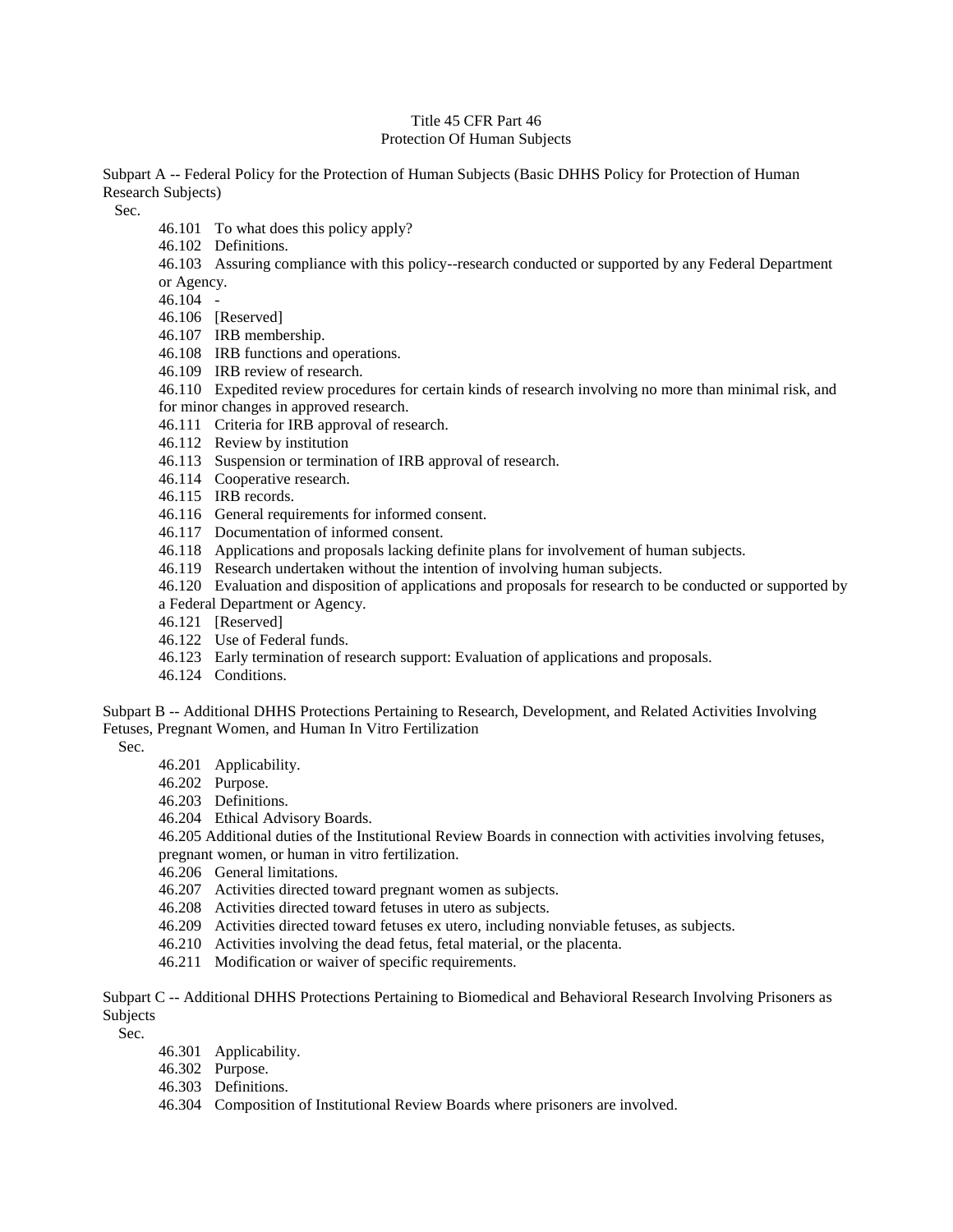# Title 45 CFR Part 46
## Protection Of Human Subjects

### Subpart A -- Federal Policy for the Protection of Human Subjects (Basic DHHS Policy for Protection of Human Research Subjects)

Sec.

- 46.101 To what does this policy apply?
- 46.102 Definitions.
- 46.103 Assuring compliance with this policy--research conducted or supported by any Federal Department or Agency.
- 46.104 -
- 46.106 [Reserved]
- 46.107 IRB membership.
- 46.108 IRB functions and operations.
- 46.109 IRB review of research.
- 46.110 Expedited review procedures for certain kinds of research involving no more than minimal risk, and for minor changes in approved research.
- 46.111 Criteria for IRB approval of research.
- 46.112 Review by institution
- 46.113 Suspension or termination of IRB approval of research.
- 46.114 Cooperative research.
- 46.115 IRB records.
- 46.116 General requirements for informed consent.
- 46.117 Documentation of informed consent.
- 46.118 Applications and proposals lacking definite plans for involvement of human subjects.
- 46.119 Research undertaken without the intention of involving human subjects.
- 46.120 Evaluation and disposition of applications and proposals for research to be conducted or supported by a Federal Department or Agency.
- 46.121 [Reserved]
- 46.122 Use of Federal funds.
- 46.123 Early termination of research support: Evaluation of applications and proposals.
- 46.124 Conditions.

### Subpart B -- Additional DHHS Protections Pertaining to Research, Development, and Related Activities Involving Fetuses, Pregnant Women, and Human In Vitro Fertilization

Sec.

- 46.201 Applicability.
- 46.202 Purpose.
- 46.203 Definitions.
- 46.204 Ethical Advisory Boards.
- 46.205 Additional duties of the Institutional Review Boards in connection with activities involving fetuses, pregnant women, or human in vitro fertilization.
- 46.206 General limitations.
- 46.207 Activities directed toward pregnant women as subjects.
- 46.208 Activities directed toward fetuses in utero as subjects.
- 46.209 Activities directed toward fetuses ex utero, including nonviable fetuses, as subjects.
- 46.210 Activities involving the dead fetus, fetal material, or the placenta.
- 46.211 Modification or waiver of specific requirements.

### Subpart C -- Additional DHHS Protections Pertaining to Biomedical and Behavioral Research Involving Prisoners as Subjects

Sec.

- 46.301 Applicability.
- 46.302 Purpose.
- 46.303 Definitions.
- 46.304 Composition of Institutional Review Boards where prisoners are involved.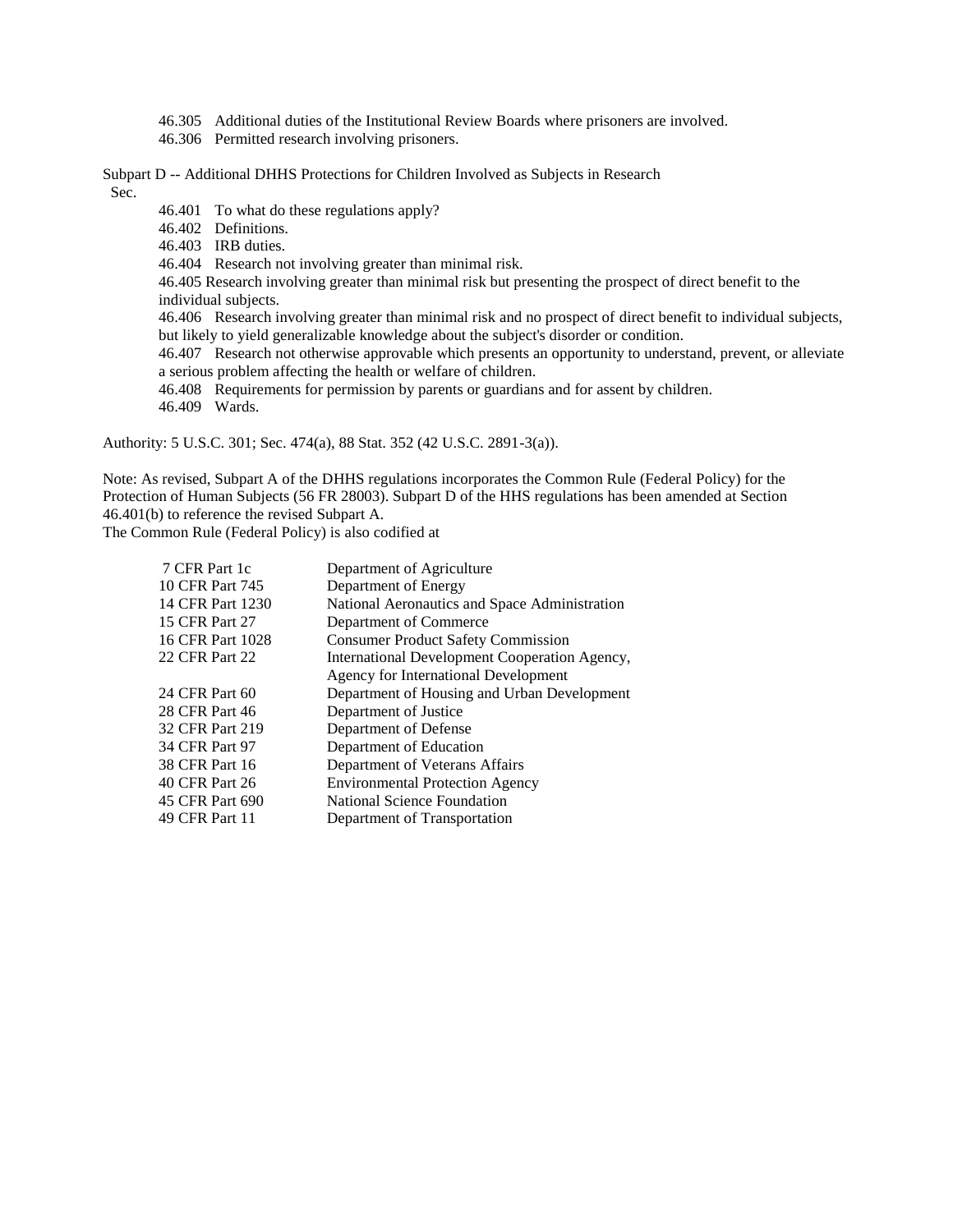46.305 Additional duties of the Institutional Review Boards where prisoners are involved.
46.306 Permitted research involving prisoners.

Subpart D -- Additional DHHS Protections for Children Involved as Subjects in Research
Sec.

46.401 To what do these regulations apply?
46.402 Definitions.
46.403 IRB duties.
46.404 Research not involving greater than minimal risk.
46.405 Research involving greater than minimal risk but presenting the prospect of direct benefit to the individual subjects.
46.406 Research involving greater than minimal risk and no prospect of direct benefit to individual subjects, but likely to yield generalizable knowledge about the subject's disorder or condition.
46.407 Research not otherwise approvable which presents an opportunity to understand, prevent, or alleviate a serious problem affecting the health or welfare of children.
46.408 Requirements for permission by parents or guardians and for assent by children.
46.409 Wards.

Authority: 5 U.S.C. 301; Sec. 474(a), 88 Stat. 352 (42 U.S.C. 2891-3(a)).

Note: As revised, Subpart A of the DHHS regulations incorporates the Common Rule (Federal Policy) for the Protection of Human Subjects (56 FR 28003). Subpart D of the HHS regulations has been amended at Section 46.401(b) to reference the revised Subpart A.
The Common Rule (Federal Policy) is also codified at

| | |
|---|---|
| 7 CFR Part 1c | Department of Agriculture |
| 10 CFR Part 745 | Department of Energy |
| 14 CFR Part 1230 | National Aeronautics and Space Administration |
| 15 CFR Part 27 | Department of Commerce |
| 16 CFR Part 1028 | Consumer Product Safety Commission |
| 22 CFR Part 22 | International Development Cooperation Agency, Agency for International Development |
| 24 CFR Part 60 | Department of Housing and Urban Development |
| 28 CFR Part 46 | Department of Justice |
| 32 CFR Part 219 | Department of Defense |
| 34 CFR Part 97 | Department of Education |
| 38 CFR Part 16 | Department of Veterans Affairs |
| 40 CFR Part 26 | Environmental Protection Agency |
| 45 CFR Part 690 | National Science Foundation |
| 49 CFR Part 11 | Department of Transportation |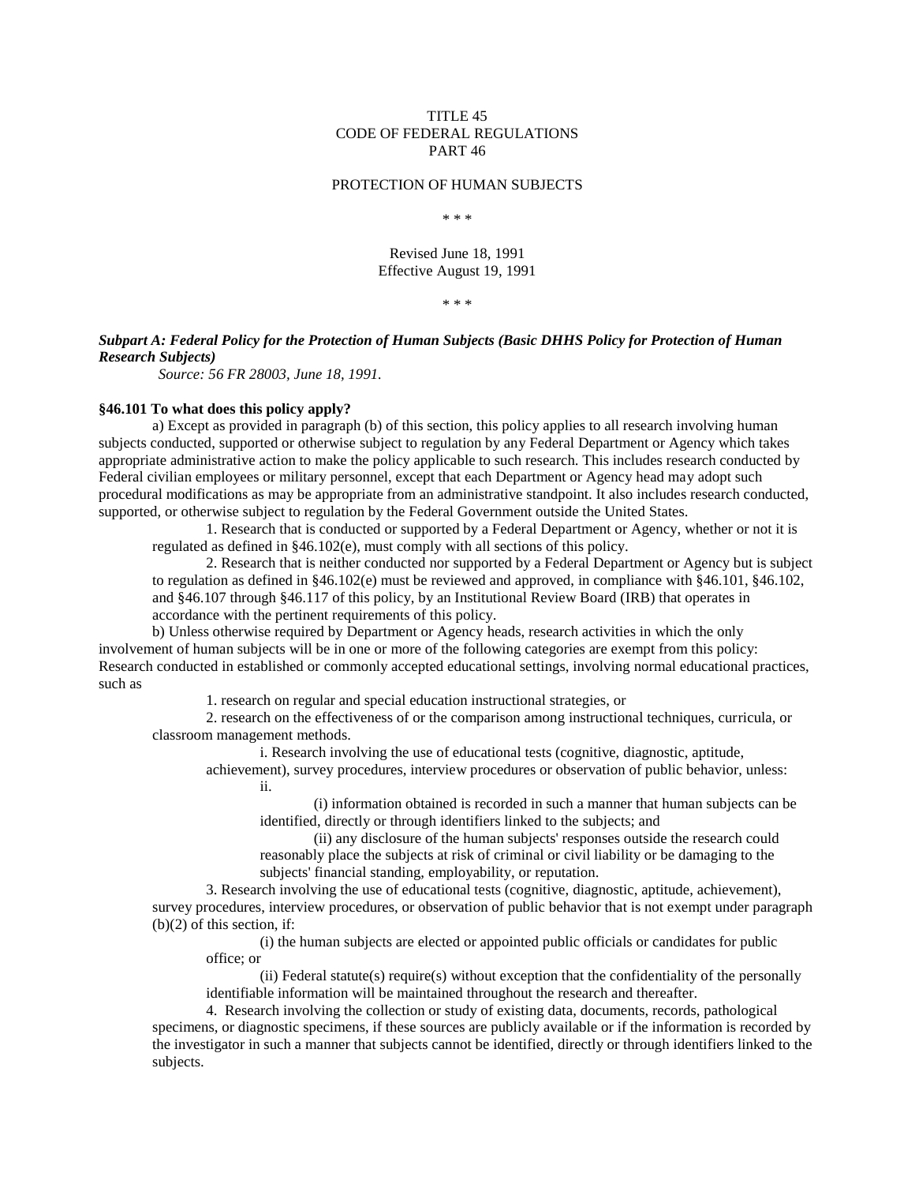TITLE 45
CODE OF FEDERAL REGULATIONS
PART 46

PROTECTION OF HUMAN SUBJECTS

\* \* \*

Revised June 18, 1991
Effective August 19, 1991

\* \* \*

***Subpart A: Federal Policy for the Protection of Human Subjects (Basic DHHS Policy for Protection of Human Research Subjects)***

*Source: 56 FR 28003, June 18, 1991.*

**§46.101 To what does this policy apply?**

a) Except as provided in paragraph (b) of this section, this policy applies to all research involving human subjects conducted, supported or otherwise subject to regulation by any Federal Department or Agency which takes appropriate administrative action to make the policy applicable to such research. This includes research conducted by Federal civilian employees or military personnel, except that each Department or Agency head may adopt such procedural modifications as may be appropriate from an administrative standpoint. It also includes research conducted, supported, or otherwise subject to regulation by the Federal Government outside the United States.

1. Research that is conducted or supported by a Federal Department or Agency, whether or not it is regulated as defined in §46.102(e), must comply with all sections of this policy.
2. Research that is neither conducted nor supported by a Federal Department or Agency but is subject to regulation as defined in §46.102(e) must be reviewed and approved, in compliance with §46.101, §46.102, and §46.107 through §46.117 of this policy, by an Institutional Review Board (IRB) that operates in accordance with the pertinent requirements of this policy.

b) Unless otherwise required by Department or Agency heads, research activities in which the only involvement of human subjects will be in one or more of the following categories are exempt from this policy: Research conducted in established or commonly accepted educational settings, involving normal educational practices, such as

1. research on regular and special education instructional strategies, or
2. research on the effectiveness of or the comparison among instructional techniques, curricula, or classroom management methods.
    i. Research involving the use of educational tests (cognitive, diagnostic, aptitude, achievement), survey procedures, interview procedures or observation of public behavior, unless:
    ii.
        (i) information obtained is recorded in such a manner that human subjects can be identified, directly or through identifiers linked to the subjects; and
        (ii) any disclosure of the human subjects' responses outside the research could reasonably place the subjects at risk of criminal or civil liability or be damaging to the subjects' financial standing, employability, or reputation.
3. Research involving the use of educational tests (cognitive, diagnostic, aptitude, achievement), survey procedures, interview procedures, or observation of public behavior that is not exempt under paragraph (b)(2) of this section, if:
    (i) the human subjects are elected or appointed public officials or candidates for public office; or
    (ii) Federal statute(s) require(s) without exception that the confidentiality of the personally identifiable information will be maintained throughout the research and thereafter.
4. Research involving the collection or study of existing data, documents, records, pathological specimens, or diagnostic specimens, if these sources are publicly available or if the information is recorded by the investigator in such a manner that subjects cannot be identified, directly or through identifiers linked to the subjects.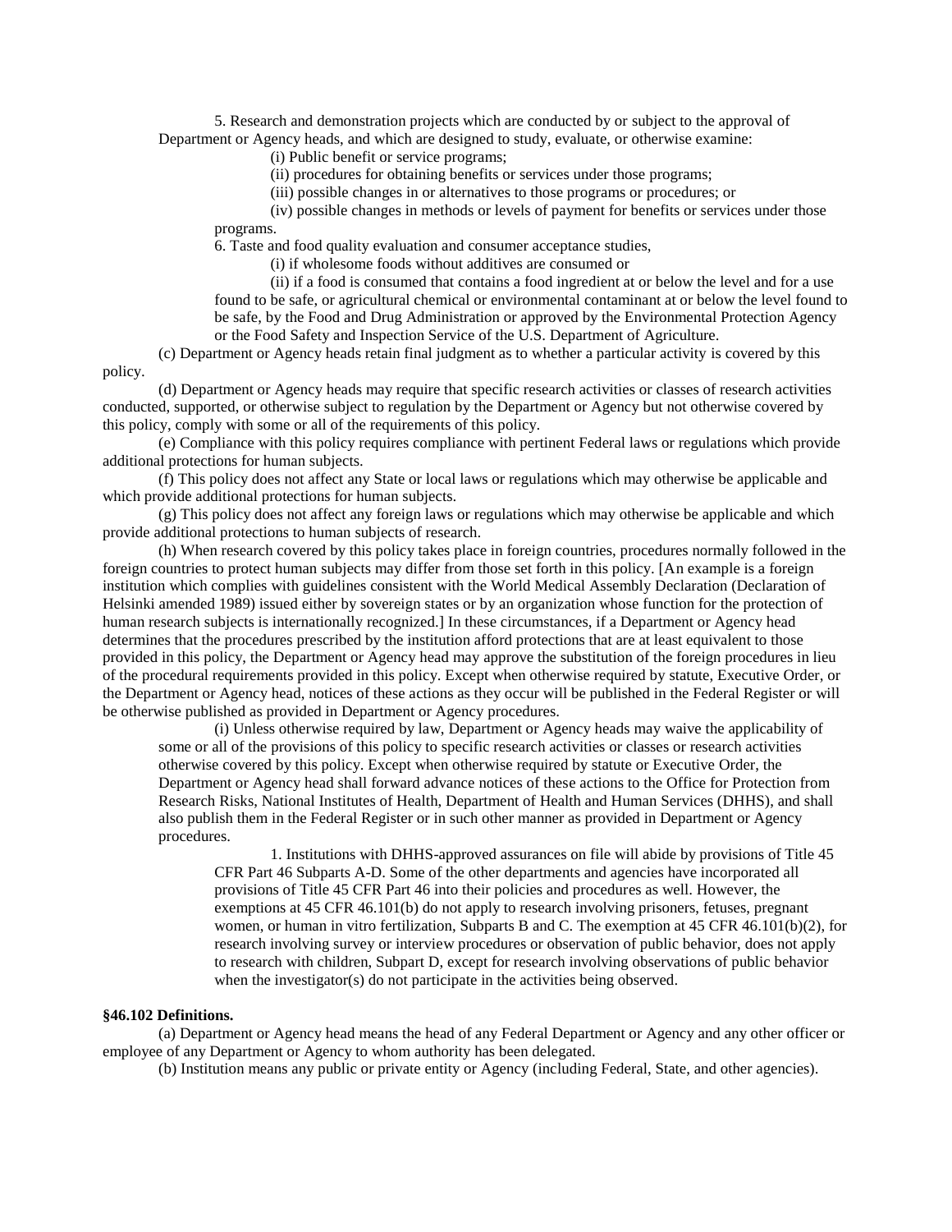5. Research and demonstration projects which are conducted by or subject to the approval of Department or Agency heads, and which are designed to study, evaluate, or otherwise examine:

(i) Public benefit or service programs;

(ii) procedures for obtaining benefits or services under those programs;

(iii) possible changes in or alternatives to those programs or procedures; or

(iv) possible changes in methods or levels of payment for benefits or services under those programs.

6. Taste and food quality evaluation and consumer acceptance studies,

(i) if wholesome foods without additives are consumed or

(ii) if a food is consumed that contains a food ingredient at or below the level and for a use found to be safe, or agricultural chemical or environmental contaminant at or below the level found to be safe, by the Food and Drug Administration or approved by the Environmental Protection Agency or the Food Safety and Inspection Service of the U.S. Department of Agriculture.

(c) Department or Agency heads retain final judgment as to whether a particular activity is covered by this policy.

(d) Department or Agency heads may require that specific research activities or classes of research activities conducted, supported, or otherwise subject to regulation by the Department or Agency but not otherwise covered by this policy, comply with some or all of the requirements of this policy.

(e) Compliance with this policy requires compliance with pertinent Federal laws or regulations which provide additional protections for human subjects.

(f) This policy does not affect any State or local laws or regulations which may otherwise be applicable and which provide additional protections for human subjects.

(g) This policy does not affect any foreign laws or regulations which may otherwise be applicable and which provide additional protections to human subjects of research.

(h) When research covered by this policy takes place in foreign countries, procedures normally followed in the foreign countries to protect human subjects may differ from those set forth in this policy. [An example is a foreign institution which complies with guidelines consistent with the World Medical Assembly Declaration (Declaration of Helsinki amended 1989) issued either by sovereign states or by an organization whose function for the protection of human research subjects is internationally recognized.] In these circumstances, if a Department or Agency head determines that the procedures prescribed by the institution afford protections that are at least equivalent to those provided in this policy, the Department or Agency head may approve the substitution of the foreign procedures in lieu of the procedural requirements provided in this policy. Except when otherwise required by statute, Executive Order, or the Department or Agency head, notices of these actions as they occur will be published in the Federal Register or will be otherwise published as provided in Department or Agency procedures.

(i) Unless otherwise required by law, Department or Agency heads may waive the applicability of some or all of the provisions of this policy to specific research activities or classes or research activities otherwise covered by this policy. Except when otherwise required by statute or Executive Order, the Department or Agency head shall forward advance notices of these actions to the Office for Protection from Research Risks, National Institutes of Health, Department of Health and Human Services (DHHS), and shall also publish them in the Federal Register or in such other manner as provided in Department or Agency procedures.

1. Institutions with DHHS-approved assurances on file will abide by provisions of Title 45 CFR Part 46 Subparts A-D. Some of the other departments and agencies have incorporated all provisions of Title 45 CFR Part 46 into their policies and procedures as well. However, the exemptions at 45 CFR 46.101(b) do not apply to research involving prisoners, fetuses, pregnant women, or human in vitro fertilization, Subparts B and C. The exemption at 45 CFR 46.101(b)(2), for research involving survey or interview procedures or observation of public behavior, does not apply to research with children, Subpart D, except for research involving observations of public behavior when the investigator(s) do not participate in the activities being observed.

**§46.102 Definitions.**

(a) Department or Agency head means the head of any Federal Department or Agency and any other officer or employee of any Department or Agency to whom authority has been delegated.

(b) Institution means any public or private entity or Agency (including Federal, State, and other agencies).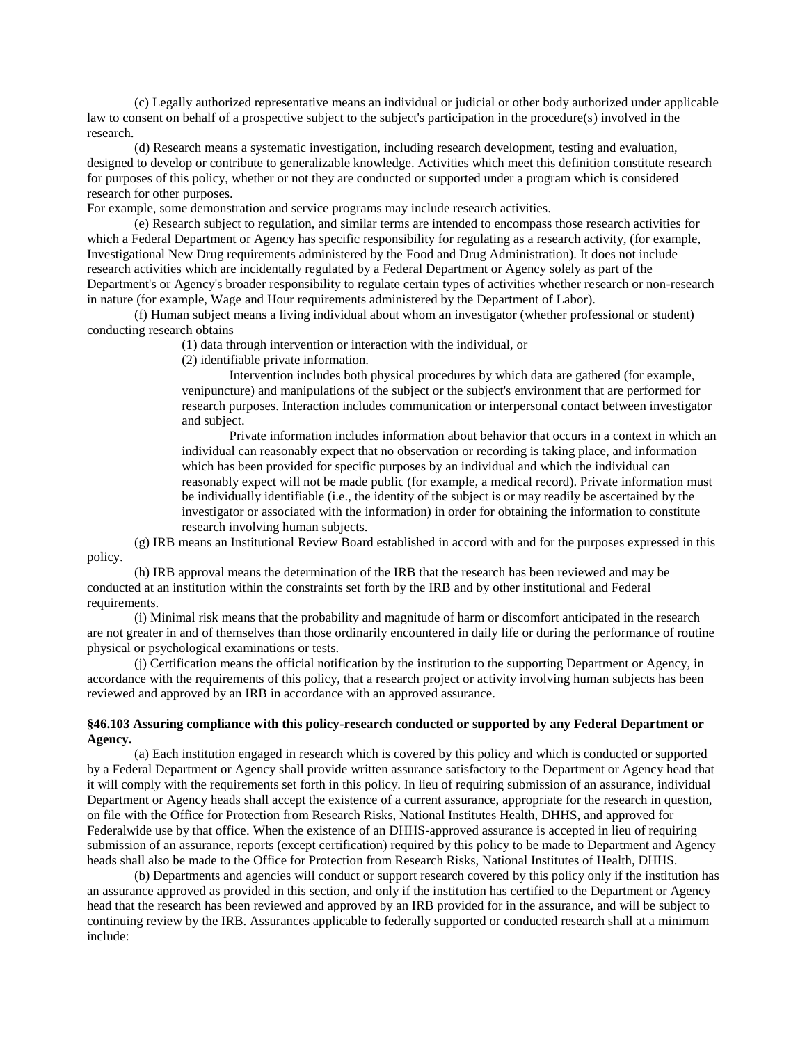(c) Legally authorized representative means an individual or judicial or other body authorized under applicable law to consent on behalf of a prospective subject to the subject's participation in the procedure(s) involved in the research.

(d) Research means a systematic investigation, including research development, testing and evaluation, designed to develop or contribute to generalizable knowledge. Activities which meet this definition constitute research for purposes of this policy, whether or not they are conducted or supported under a program which is considered research for other purposes.

For example, some demonstration and service programs may include research activities.

(e) Research subject to regulation, and similar terms are intended to encompass those research activities for which a Federal Department or Agency has specific responsibility for regulating as a research activity, (for example, Investigational New Drug requirements administered by the Food and Drug Administration). It does not include research activities which are incidentally regulated by a Federal Department or Agency solely as part of the Department's or Agency's broader responsibility to regulate certain types of activities whether research or non-research in nature (for example, Wage and Hour requirements administered by the Department of Labor).

(f) Human subject means a living individual about whom an investigator (whether professional or student) conducting research obtains

> (1) data through intervention or interaction with the individual, or
>
> (2) identifiable private information.
>
> Intervention includes both physical procedures by which data are gathered (for example, venipuncture) and manipulations of the subject or the subject's environment that are performed for research purposes. Interaction includes communication or interpersonal contact between investigator and subject.
>
> Private information includes information about behavior that occurs in a context in which an individual can reasonably expect that no observation or recording is taking place, and information which has been provided for specific purposes by an individual and which the individual can reasonably expect will not be made public (for example, a medical record). Private information must be individually identifiable (i.e., the identity of the subject is or may readily be ascertained by the investigator or associated with the information) in order for obtaining the information to constitute research involving human subjects.

(g) IRB means an Institutional Review Board established in accord with and for the purposes expressed in this policy.

(h) IRB approval means the determination of the IRB that the research has been reviewed and may be conducted at an institution within the constraints set forth by the IRB and by other institutional and Federal requirements.

(i) Minimal risk means that the probability and magnitude of harm or discomfort anticipated in the research are not greater in and of themselves than those ordinarily encountered in daily life or during the performance of routine physical or psychological examinations or tests.

(j) Certification means the official notification by the institution to the supporting Department or Agency, in accordance with the requirements of this policy, that a research project or activity involving human subjects has been reviewed and approved by an IRB in accordance with an approved assurance.

### §46.103 Assuring compliance with this policy-research conducted or supported by any Federal Department or Agency.

(a) Each institution engaged in research which is covered by this policy and which is conducted or supported by a Federal Department or Agency shall provide written assurance satisfactory to the Department or Agency head that it will comply with the requirements set forth in this policy. In lieu of requiring submission of an assurance, individual Department or Agency heads shall accept the existence of a current assurance, appropriate for the research in question, on file with the Office for Protection from Research Risks, National Institutes Health, DHHS, and approved for Federalwide use by that office. When the existence of an DHHS-approved assurance is accepted in lieu of requiring submission of an assurance, reports (except certification) required by this policy to be made to Department and Agency heads shall also be made to the Office for Protection from Research Risks, National Institutes of Health, DHHS.

(b) Departments and agencies will conduct or support research covered by this policy only if the institution has an assurance approved as provided in this section, and only if the institution has certified to the Department or Agency head that the research has been reviewed and approved by an IRB provided for in the assurance, and will be subject to continuing review by the IRB. Assurances applicable to federally supported or conducted research shall at a minimum include: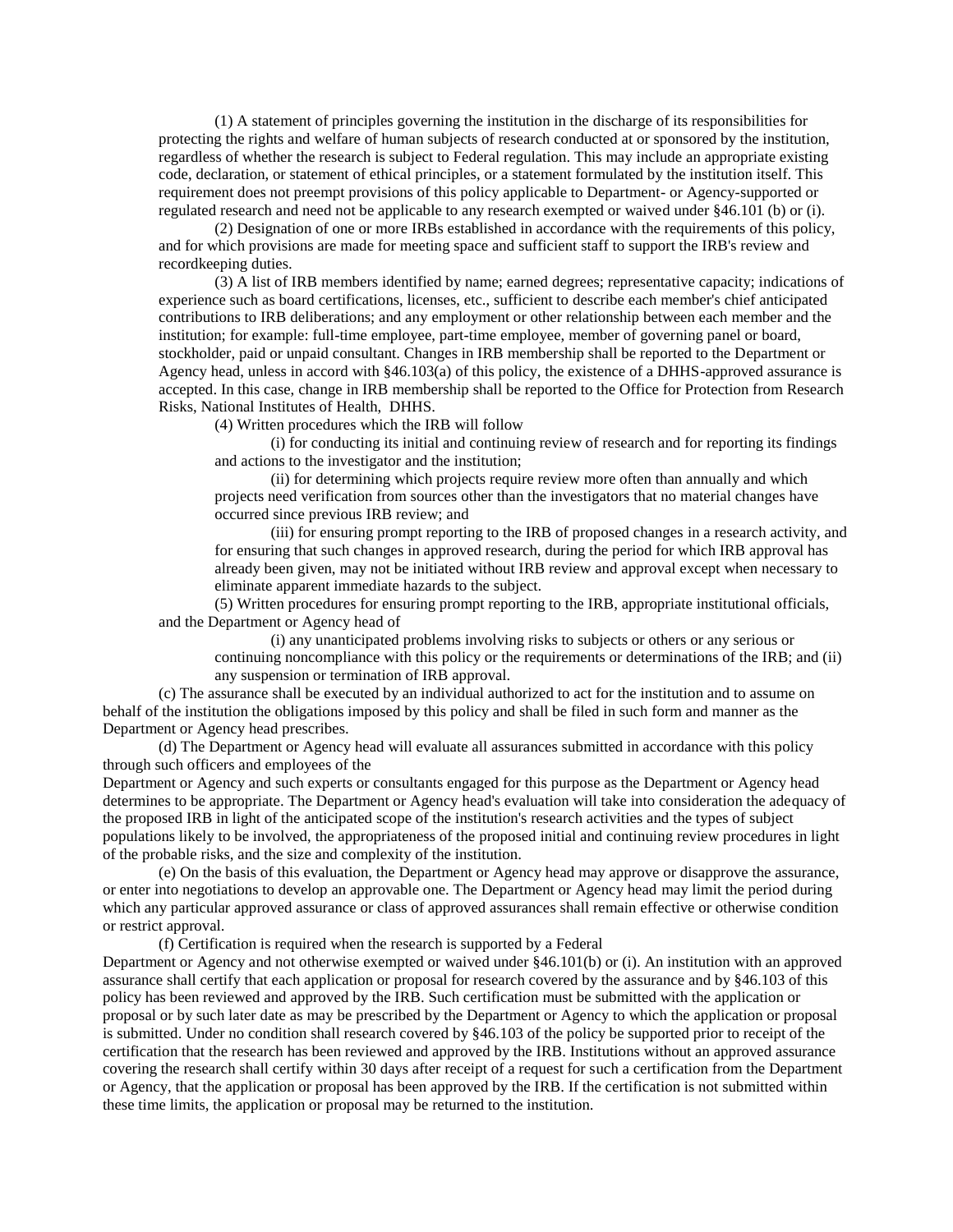(1) A statement of principles governing the institution in the discharge of its responsibilities for protecting the rights and welfare of human subjects of research conducted at or sponsored by the institution, regardless of whether the research is subject to Federal regulation. This may include an appropriate existing code, declaration, or statement of ethical principles, or a statement formulated by the institution itself. This requirement does not preempt provisions of this policy applicable to Department- or Agency-supported or regulated research and need not be applicable to any research exempted or waived under §46.101 (b) or (i).

(2) Designation of one or more IRBs established in accordance with the requirements of this policy, and for which provisions are made for meeting space and sufficient staff to support the IRB's review and recordkeeping duties.

(3) A list of IRB members identified by name; earned degrees; representative capacity; indications of experience such as board certifications, licenses, etc., sufficient to describe each member's chief anticipated contributions to IRB deliberations; and any employment or other relationship between each member and the institution; for example: full-time employee, part-time employee, member of governing panel or board, stockholder, paid or unpaid consultant. Changes in IRB membership shall be reported to the Department or Agency head, unless in accord with §46.103(a) of this policy, the existence of a DHHS-approved assurance is accepted. In this case, change in IRB membership shall be reported to the Office for Protection from Research Risks, National Institutes of Health, DHHS.

(4) Written procedures which the IRB will follow

(i) for conducting its initial and continuing review of research and for reporting its findings and actions to the investigator and the institution;

(ii) for determining which projects require review more often than annually and which projects need verification from sources other than the investigators that no material changes have occurred since previous IRB review; and

(iii) for ensuring prompt reporting to the IRB of proposed changes in a research activity, and for ensuring that such changes in approved research, during the period for which IRB approval has already been given, may not be initiated without IRB review and approval except when necessary to eliminate apparent immediate hazards to the subject.

(5) Written procedures for ensuring prompt reporting to the IRB, appropriate institutional officials, and the Department or Agency head of

(i) any unanticipated problems involving risks to subjects or others or any serious or continuing noncompliance with this policy or the requirements or determinations of the IRB; and (ii) any suspension or termination of IRB approval.

(c) The assurance shall be executed by an individual authorized to act for the institution and to assume on behalf of the institution the obligations imposed by this policy and shall be filed in such form and manner as the Department or Agency head prescribes.

(d) The Department or Agency head will evaluate all assurances submitted in accordance with this policy through such officers and employees of the Department or Agency and such experts or consultants engaged for this purpose as the Department or Agency head determines to be appropriate. The Department or Agency head's evaluation will take into consideration the adequacy of the proposed IRB in light of the anticipated scope of the institution's research activities and the types of subject populations likely to be involved, the appropriateness of the proposed initial and continuing review procedures in light of the probable risks, and the size and complexity of the institution.

(e) On the basis of this evaluation, the Department or Agency head may approve or disapprove the assurance, or enter into negotiations to develop an approvable one. The Department or Agency head may limit the period during which any particular approved assurance or class of approved assurances shall remain effective or otherwise condition or restrict approval.

(f) Certification is required when the research is supported by a Federal Department or Agency and not otherwise exempted or waived under §46.101(b) or (i). An institution with an approved assurance shall certify that each application or proposal for research covered by the assurance and by §46.103 of this policy has been reviewed and approved by the IRB. Such certification must be submitted with the application or proposal or by such later date as may be prescribed by the Department or Agency to which the application or proposal is submitted. Under no condition shall research covered by §46.103 of the policy be supported prior to receipt of the certification that the research has been reviewed and approved by the IRB. Institutions without an approved assurance covering the research shall certify within 30 days after receipt of a request for such a certification from the Department or Agency, that the application or proposal has been approved by the IRB. If the certification is not submitted within these time limits, the application or proposal may be returned to the institution.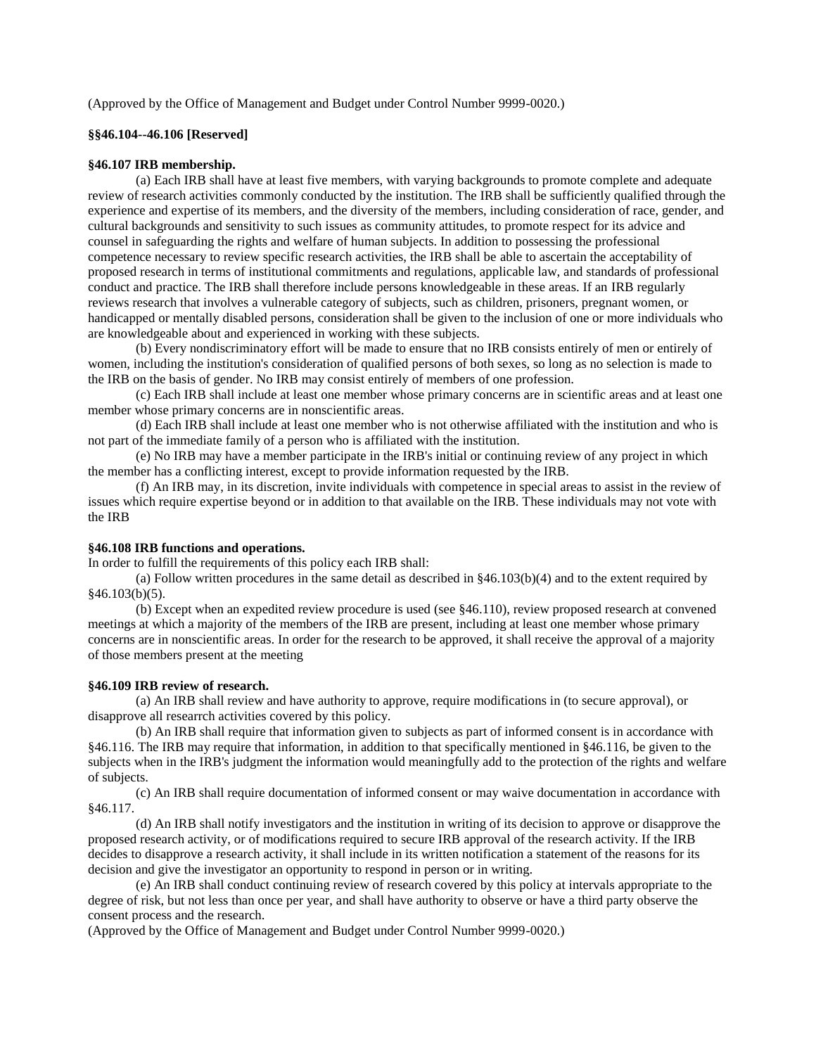(Approved by the Office of Management and Budget under Control Number 9999-0020.)

**§§46.104--46.106 [Reserved]**

**§46.107 IRB membership.**

(a) Each IRB shall have at least five members, with varying backgrounds to promote complete and adequate review of research activities commonly conducted by the institution. The IRB shall be sufficiently qualified through the experience and expertise of its members, and the diversity of the members, including consideration of race, gender, and cultural backgrounds and sensitivity to such issues as community attitudes, to promote respect for its advice and counsel in safeguarding the rights and welfare of human subjects. In addition to possessing the professional competence necessary to review specific research activities, the IRB shall be able to ascertain the acceptability of proposed research in terms of institutional commitments and regulations, applicable law, and standards of professional conduct and practice. The IRB shall therefore include persons knowledgeable in these areas. If an IRB regularly reviews research that involves a vulnerable category of subjects, such as children, prisoners, pregnant women, or handicapped or mentally disabled persons, consideration shall be given to the inclusion of one or more individuals who are knowledgeable about and experienced in working with these subjects.

(b) Every nondiscriminatory effort will be made to ensure that no IRB consists entirely of men or entirely of women, including the institution's consideration of qualified persons of both sexes, so long as no selection is made to the IRB on the basis of gender. No IRB may consist entirely of members of one profession.

(c) Each IRB shall include at least one member whose primary concerns are in scientific areas and at least one member whose primary concerns are in nonscientific areas.

(d) Each IRB shall include at least one member who is not otherwise affiliated with the institution and who is not part of the immediate family of a person who is affiliated with the institution.

(e) No IRB may have a member participate in the IRB's initial or continuing review of any project in which the member has a conflicting interest, except to provide information requested by the IRB.

(f) An IRB may, in its discretion, invite individuals with competence in special areas to assist in the review of issues which require expertise beyond or in addition to that available on the IRB. These individuals may not vote with the IRB

**§46.108 IRB functions and operations.**

In order to fulfill the requirements of this policy each IRB shall:

(a) Follow written procedures in the same detail as described in §46.103(b)(4) and to the extent required by §46.103(b)(5).

(b) Except when an expedited review procedure is used (see §46.110), review proposed research at convened meetings at which a majority of the members of the IRB are present, including at least one member whose primary concerns are in nonscientific areas. In order for the research to be approved, it shall receive the approval of a majority of those members present at the meeting

**§46.109 IRB review of research.**

(a) An IRB shall review and have authority to approve, require modifications in (to secure approval), or disapprove all researrch activities covered by this policy.

(b) An IRB shall require that information given to subjects as part of informed consent is in accordance with §46.116. The IRB may require that information, in addition to that specifically mentioned in §46.116, be given to the subjects when in the IRB's judgment the information would meaningfully add to the protection of the rights and welfare of subjects.

(c) An IRB shall require documentation of informed consent or may waive documentation in accordance with §46.117.

(d) An IRB shall notify investigators and the institution in writing of its decision to approve or disapprove the proposed research activity, or of modifications required to secure IRB approval of the research activity. If the IRB decides to disapprove a research activity, it shall include in its written notification a statement of the reasons for its decision and give the investigator an opportunity to respond in person or in writing.

(e) An IRB shall conduct continuing review of research covered by this policy at intervals appropriate to the degree of risk, but not less than once per year, and shall have authority to observe or have a third party observe the consent process and the research.

(Approved by the Office of Management and Budget under Control Number 9999-0020.)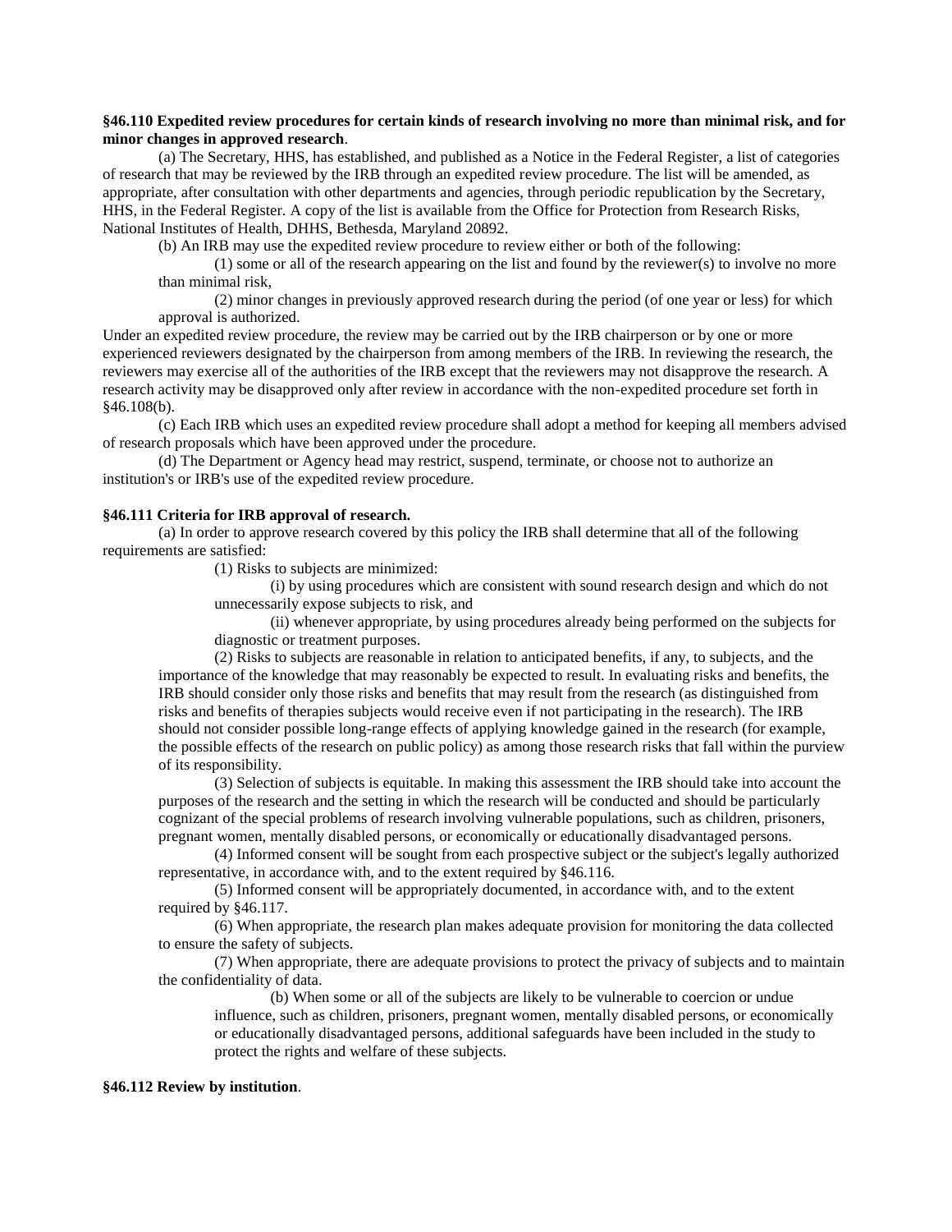**§46.110 Expedited review procedures for certain kinds of research involving no more than minimal risk, and for minor changes in approved research**.

(a) The Secretary, HHS, has established, and published as a Notice in the Federal Register, a list of categories of research that may be reviewed by the IRB through an expedited review procedure. The list will be amended, as appropriate, after consultation with other departments and agencies, through periodic republication by the Secretary, HHS, in the Federal Register. A copy of the list is available from the Office for Protection from Research Risks, National Institutes of Health, DHHS, Bethesda, Maryland 20892.

(b) An IRB may use the expedited review procedure to review either or both of the following:

(1) some or all of the research appearing on the list and found by the reviewer(s) to involve no more than minimal risk,

(2) minor changes in previously approved research during the period (of one year or less) for which approval is authorized.

Under an expedited review procedure, the review may be carried out by the IRB chairperson or by one or more experienced reviewers designated by the chairperson from among members of the IRB. In reviewing the research, the reviewers may exercise all of the authorities of the IRB except that the reviewers may not disapprove the research. A research activity may be disapproved only after review in accordance with the non-expedited procedure set forth in §46.108(b).

(c) Each IRB which uses an expedited review procedure shall adopt a method for keeping all members advised of research proposals which have been approved under the procedure.

(d) The Department or Agency head may restrict, suspend, terminate, or choose not to authorize an institution's or IRB's use of the expedited review procedure.

**§46.111 Criteria for IRB approval of research.**

(a) In order to approve research covered by this policy the IRB shall determine that all of the following requirements are satisfied:

(1) Risks to subjects are minimized:

(i) by using procedures which are consistent with sound research design and which do not unnecessarily expose subjects to risk, and

(ii) whenever appropriate, by using procedures already being performed on the subjects for diagnostic or treatment purposes.

(2) Risks to subjects are reasonable in relation to anticipated benefits, if any, to subjects, and the importance of the knowledge that may reasonably be expected to result. In evaluating risks and benefits, the IRB should consider only those risks and benefits that may result from the research (as distinguished from risks and benefits of therapies subjects would receive even if not participating in the research). The IRB should not consider possible long-range effects of applying knowledge gained in the research (for example, the possible effects of the research on public policy) as among those research risks that fall within the purview of its responsibility.

(3) Selection of subjects is equitable. In making this assessment the IRB should take into account the purposes of the research and the setting in which the research will be conducted and should be particularly cognizant of the special problems of research involving vulnerable populations, such as children, prisoners, pregnant women, mentally disabled persons, or economically or educationally disadvantaged persons.

(4) Informed consent will be sought from each prospective subject or the subject's legally authorized representative, in accordance with, and to the extent required by §46.116.

(5) Informed consent will be appropriately documented, in accordance with, and to the extent required by §46.117.

(6) When appropriate, the research plan makes adequate provision for monitoring the data collected to ensure the safety of subjects.

(7) When appropriate, there are adequate provisions to protect the privacy of subjects and to maintain the confidentiality of data.

(b) When some or all of the subjects are likely to be vulnerable to coercion or undue influence, such as children, prisoners, pregnant women, mentally disabled persons, or economically or educationally disadvantaged persons, additional safeguards have been included in the study to protect the rights and welfare of these subjects.

**§46.112 Review by institution**.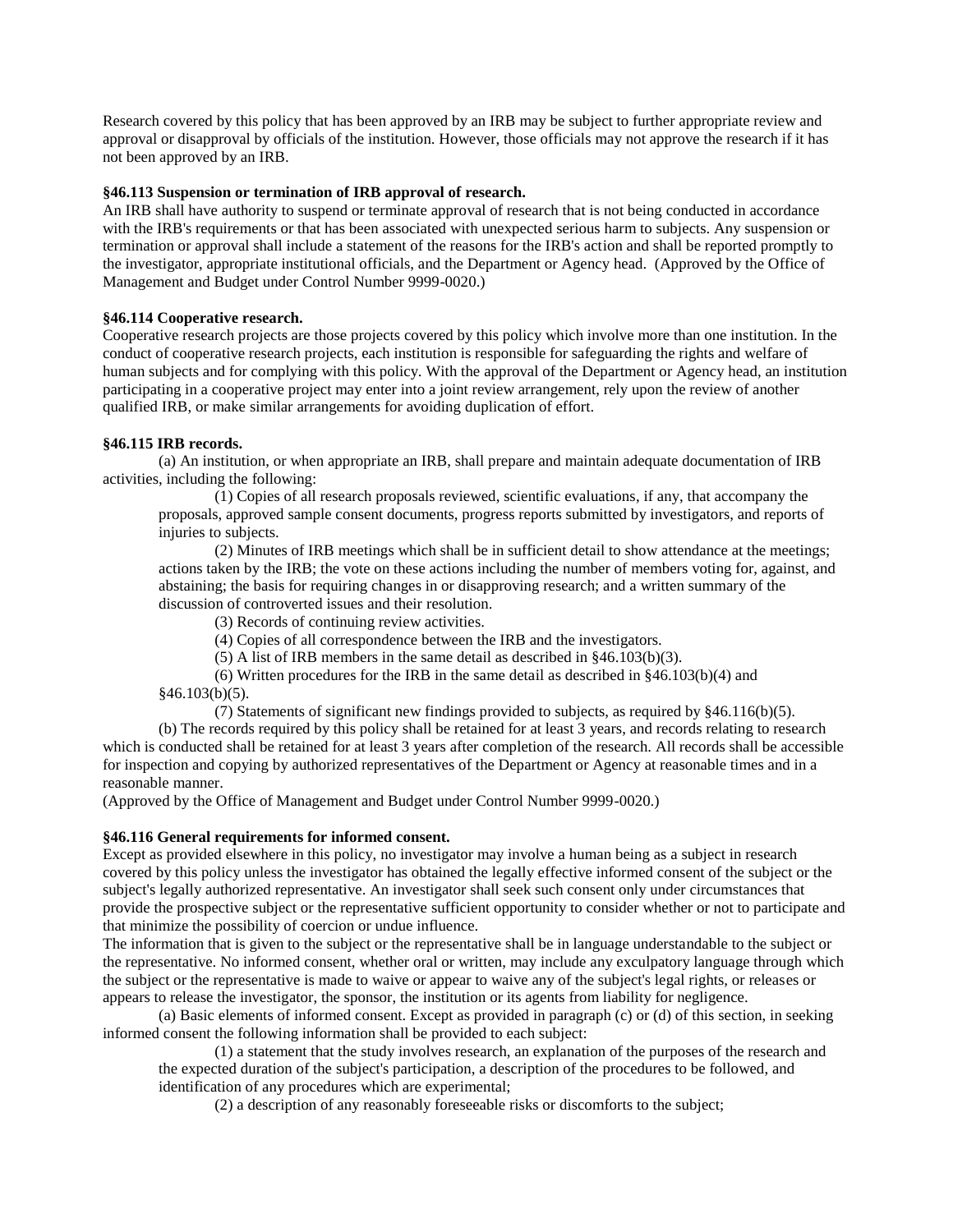Research covered by this policy that has been approved by an IRB may be subject to further appropriate review and approval or disapproval by officials of the institution. However, those officials may not approve the research if it has not been approved by an IRB.

**§46.113 Suspension or termination of IRB approval of research.**

An IRB shall have authority to suspend or terminate approval of research that is not being conducted in accordance with the IRB's requirements or that has been associated with unexpected serious harm to subjects. Any suspension or termination or approval shall include a statement of the reasons for the IRB's action and shall be reported promptly to the investigator, appropriate institutional officials, and the Department or Agency head. (Approved by the Office of Management and Budget under Control Number 9999-0020.)

**§46.114 Cooperative research.**

Cooperative research projects are those projects covered by this policy which involve more than one institution. In the conduct of cooperative research projects, each institution is responsible for safeguarding the rights and welfare of human subjects and for complying with this policy. With the approval of the Department or Agency head, an institution participating in a cooperative project may enter into a joint review arrangement, rely upon the review of another qualified IRB, or make similar arrangements for avoiding duplication of effort.

**§46.115 IRB records.**

(a) An institution, or when appropriate an IRB, shall prepare and maintain adequate documentation of IRB activities, including the following:

(1) Copies of all research proposals reviewed, scientific evaluations, if any, that accompany the proposals, approved sample consent documents, progress reports submitted by investigators, and reports of injuries to subjects.

(2) Minutes of IRB meetings which shall be in sufficient detail to show attendance at the meetings; actions taken by the IRB; the vote on these actions including the number of members voting for, against, and abstaining; the basis for requiring changes in or disapproving research; and a written summary of the discussion of controverted issues and their resolution.

(3) Records of continuing review activities.

(4) Copies of all correspondence between the IRB and the investigators.

(5) A list of IRB members in the same detail as described in §46.103(b)(3).

(6) Written procedures for the IRB in the same detail as described in §46.103(b)(4) and §46.103(b)(5).

(7) Statements of significant new findings provided to subjects, as required by §46.116(b)(5).

(b) The records required by this policy shall be retained for at least 3 years, and records relating to research which is conducted shall be retained for at least 3 years after completion of the research. All records shall be accessible for inspection and copying by authorized representatives of the Department or Agency at reasonable times and in a reasonable manner.

(Approved by the Office of Management and Budget under Control Number 9999-0020.)

**§46.116 General requirements for informed consent.**

Except as provided elsewhere in this policy, no investigator may involve a human being as a subject in research covered by this policy unless the investigator has obtained the legally effective informed consent of the subject or the subject's legally authorized representative. An investigator shall seek such consent only under circumstances that provide the prospective subject or the representative sufficient opportunity to consider whether or not to participate and that minimize the possibility of coercion or undue influence.

The information that is given to the subject or the representative shall be in language understandable to the subject or the representative. No informed consent, whether oral or written, may include any exculpatory language through which the subject or the representative is made to waive or appear to waive any of the subject's legal rights, or releases or appears to release the investigator, the sponsor, the institution or its agents from liability for negligence.

(a) Basic elements of informed consent. Except as provided in paragraph (c) or (d) of this section, in seeking informed consent the following information shall be provided to each subject:

(1) a statement that the study involves research, an explanation of the purposes of the research and the expected duration of the subject's participation, a description of the procedures to be followed, and identification of any procedures which are experimental;

(2) a description of any reasonably foreseeable risks or discomforts to the subject;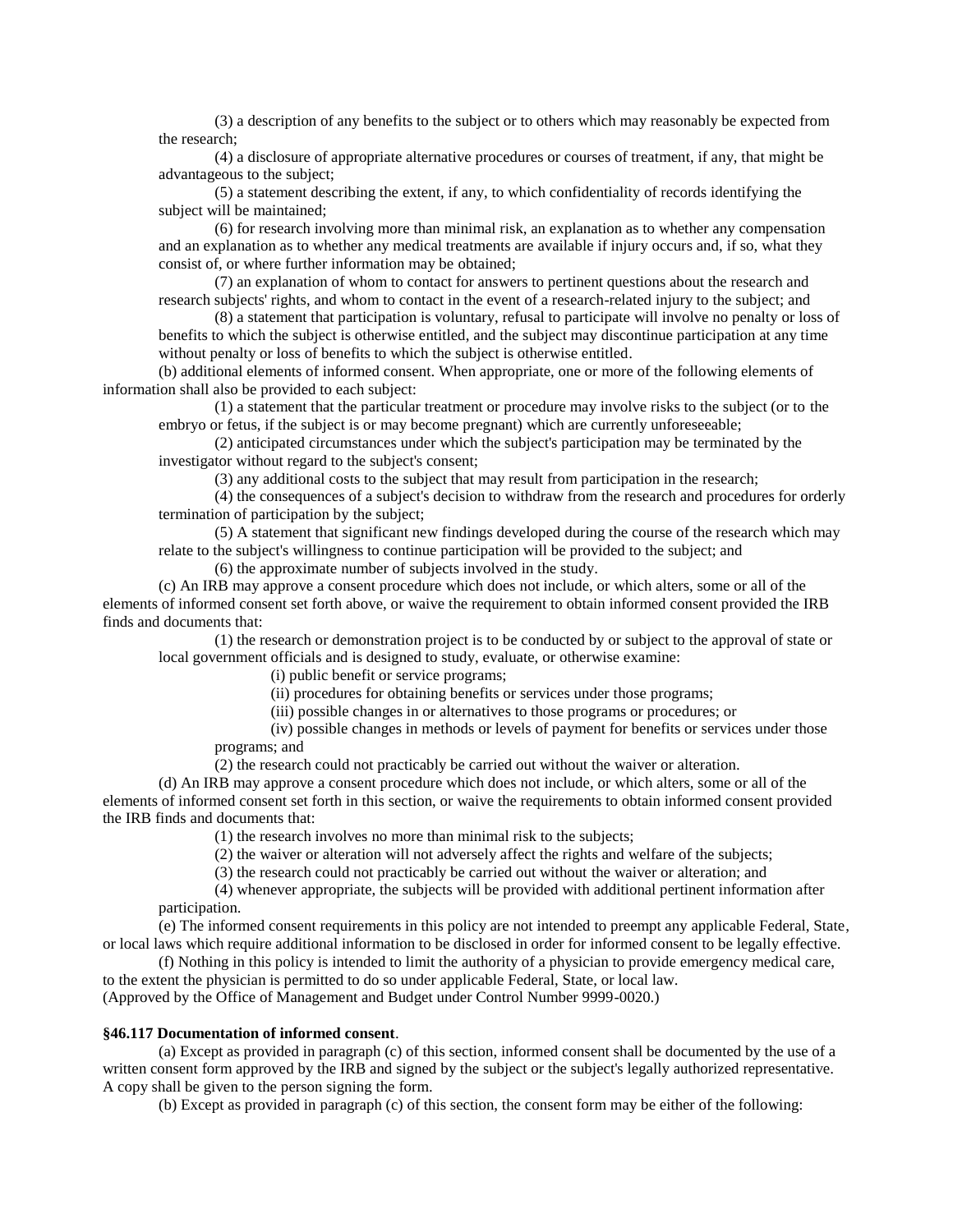(3) a description of any benefits to the subject or to others which may reasonably be expected from the research;

(4) a disclosure of appropriate alternative procedures or courses of treatment, if any, that might be advantageous to the subject;

(5) a statement describing the extent, if any, to which confidentiality of records identifying the subject will be maintained;

(6) for research involving more than minimal risk, an explanation as to whether any compensation and an explanation as to whether any medical treatments are available if injury occurs and, if so, what they consist of, or where further information may be obtained;

(7) an explanation of whom to contact for answers to pertinent questions about the research and research subjects' rights, and whom to contact in the event of a research-related injury to the subject; and

(8) a statement that participation is voluntary, refusal to participate will involve no penalty or loss of benefits to which the subject is otherwise entitled, and the subject may discontinue participation at any time without penalty or loss of benefits to which the subject is otherwise entitled.

(b) additional elements of informed consent. When appropriate, one or more of the following elements of information shall also be provided to each subject:

(1) a statement that the particular treatment or procedure may involve risks to the subject (or to the embryo or fetus, if the subject is or may become pregnant) which are currently unforeseeable;

(2) anticipated circumstances under which the subject's participation may be terminated by the investigator without regard to the subject's consent;

(3) any additional costs to the subject that may result from participation in the research;

(4) the consequences of a subject's decision to withdraw from the research and procedures for orderly termination of participation by the subject;

(5) A statement that significant new findings developed during the course of the research which may relate to the subject's willingness to continue participation will be provided to the subject; and

(6) the approximate number of subjects involved in the study.

(c) An IRB may approve a consent procedure which does not include, or which alters, some or all of the elements of informed consent set forth above, or waive the requirement to obtain informed consent provided the IRB finds and documents that:

(1) the research or demonstration project is to be conducted by or subject to the approval of state or local government officials and is designed to study, evaluate, or otherwise examine:

(i) public benefit or service programs;

(ii) procedures for obtaining benefits or services under those programs;

(iii) possible changes in or alternatives to those programs or procedures; or

(iv) possible changes in methods or levels of payment for benefits or services under those programs; and

(2) the research could not practicably be carried out without the waiver or alteration.

(d) An IRB may approve a consent procedure which does not include, or which alters, some or all of the elements of informed consent set forth in this section, or waive the requirements to obtain informed consent provided the IRB finds and documents that:

(1) the research involves no more than minimal risk to the subjects;

(2) the waiver or alteration will not adversely affect the rights and welfare of the subjects;

(3) the research could not practicably be carried out without the waiver or alteration; and

(4) whenever appropriate, the subjects will be provided with additional pertinent information after participation.

(e) The informed consent requirements in this policy are not intended to preempt any applicable Federal, State, or local laws which require additional information to be disclosed in order for informed consent to be legally effective.

(f) Nothing in this policy is intended to limit the authority of a physician to provide emergency medical care, to the extent the physician is permitted to do so under applicable Federal, State, or local law.

(Approved by the Office of Management and Budget under Control Number 9999-0020.)

**§46.117 Documentation of informed consent**.

(a) Except as provided in paragraph (c) of this section, informed consent shall be documented by the use of a written consent form approved by the IRB and signed by the subject or the subject's legally authorized representative. A copy shall be given to the person signing the form.

(b) Except as provided in paragraph (c) of this section, the consent form may be either of the following: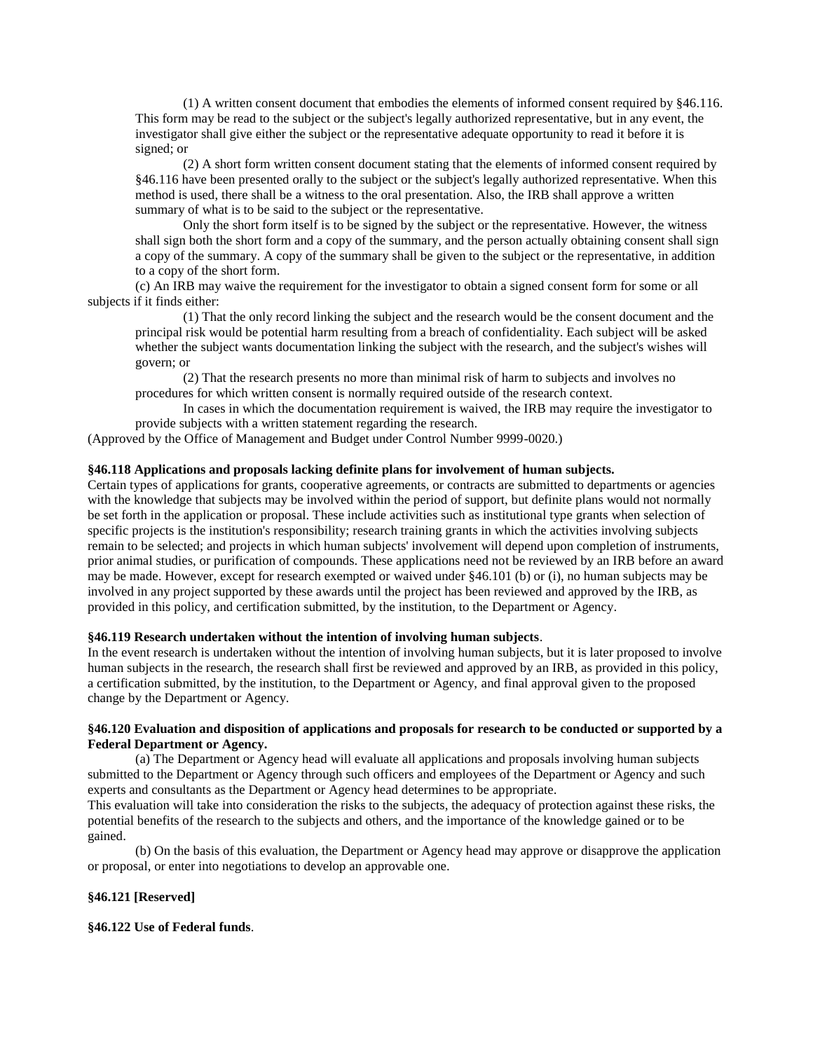(1) A written consent document that embodies the elements of informed consent required by §46.116. This form may be read to the subject or the subject's legally authorized representative, but in any event, the investigator shall give either the subject or the representative adequate opportunity to read it before it is signed; or

(2) A short form written consent document stating that the elements of informed consent required by §46.116 have been presented orally to the subject or the subject's legally authorized representative. When this method is used, there shall be a witness to the oral presentation. Also, the IRB shall approve a written summary of what is to be said to the subject or the representative.

Only the short form itself is to be signed by the subject or the representative. However, the witness shall sign both the short form and a copy of the summary, and the person actually obtaining consent shall sign a copy of the summary. A copy of the summary shall be given to the subject or the representative, in addition to a copy of the short form.

(c) An IRB may waive the requirement for the investigator to obtain a signed consent form for some or all subjects if it finds either:

(1) That the only record linking the subject and the research would be the consent document and the principal risk would be potential harm resulting from a breach of confidentiality. Each subject will be asked whether the subject wants documentation linking the subject with the research, and the subject's wishes will govern; or

(2) That the research presents no more than minimal risk of harm to subjects and involves no procedures for which written consent is normally required outside of the research context.

In cases in which the documentation requirement is waived, the IRB may require the investigator to provide subjects with a written statement regarding the research.

(Approved by the Office of Management and Budget under Control Number 9999-0020.)

**§46.118 Applications and proposals lacking definite plans for involvement of human subjects.**

Certain types of applications for grants, cooperative agreements, or contracts are submitted to departments or agencies with the knowledge that subjects may be involved within the period of support, but definite plans would not normally be set forth in the application or proposal. These include activities such as institutional type grants when selection of specific projects is the institution's responsibility; research training grants in which the activities involving subjects remain to be selected; and projects in which human subjects' involvement will depend upon completion of instruments, prior animal studies, or purification of compounds. These applications need not be reviewed by an IRB before an award may be made. However, except for research exempted or waived under §46.101 (b) or (i), no human subjects may be involved in any project supported by these awards until the project has been reviewed and approved by the IRB, as provided in this policy, and certification submitted, by the institution, to the Department or Agency.

**§46.119 Research undertaken without the intention of involving human subjects**.

In the event research is undertaken without the intention of involving human subjects, but it is later proposed to involve human subjects in the research, the research shall first be reviewed and approved by an IRB, as provided in this policy, a certification submitted, by the institution, to the Department or Agency, and final approval given to the proposed change by the Department or Agency.

**§46.120 Evaluation and disposition of applications and proposals for research to be conducted or supported by a Federal Department or Agency.**

(a) The Department or Agency head will evaluate all applications and proposals involving human subjects submitted to the Department or Agency through such officers and employees of the Department or Agency and such experts and consultants as the Department or Agency head determines to be appropriate.

This evaluation will take into consideration the risks to the subjects, the adequacy of protection against these risks, the potential benefits of the research to the subjects and others, and the importance of the knowledge gained or to be gained.

(b) On the basis of this evaluation, the Department or Agency head may approve or disapprove the application or proposal, or enter into negotiations to develop an approvable one.

**§46.121 [Reserved]**

**§46.122 Use of Federal funds**.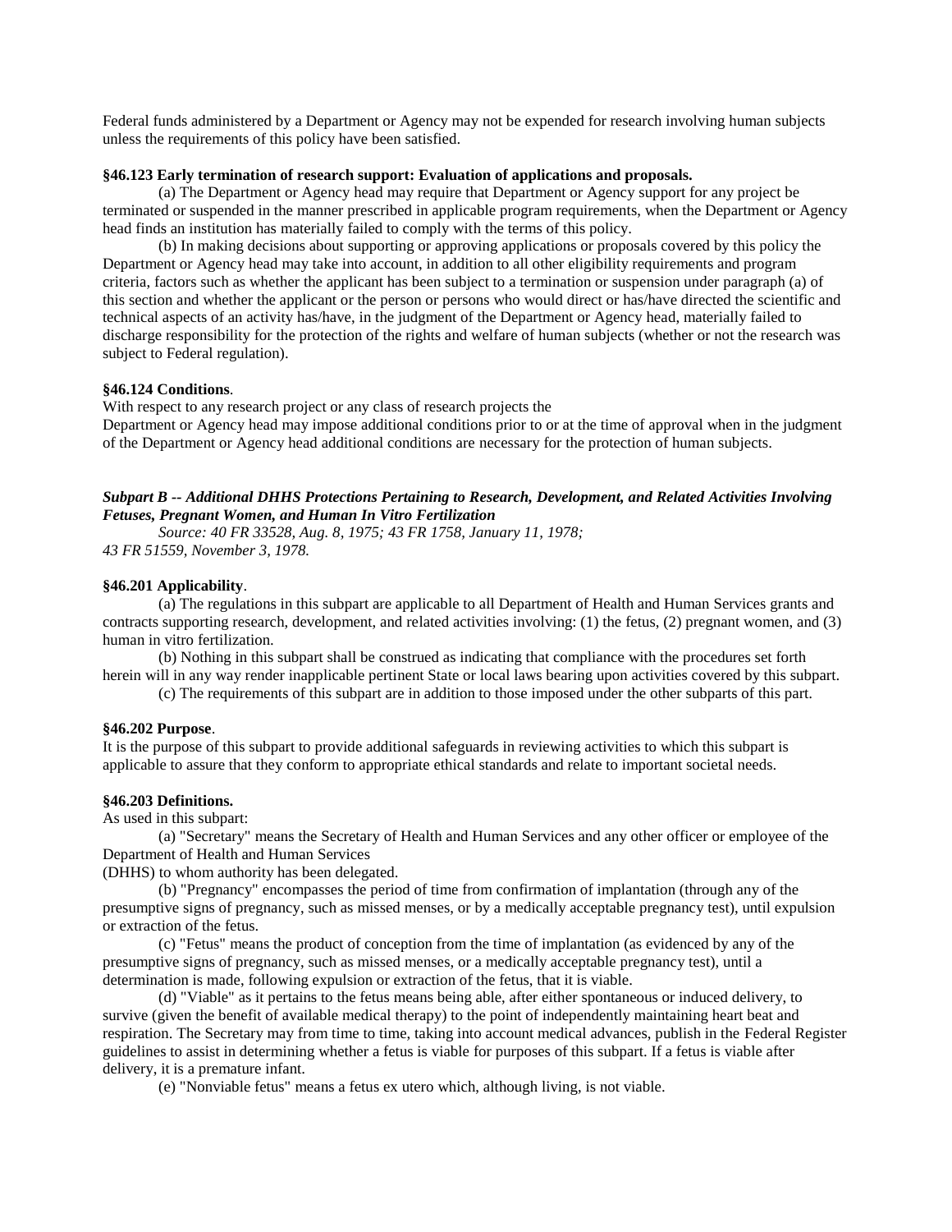Federal funds administered by a Department or Agency may not be expended for research involving human subjects unless the requirements of this policy have been satisfied.

**§46.123 Early termination of research support: Evaluation of applications and proposals.**

(a) The Department or Agency head may require that Department or Agency support for any project be terminated or suspended in the manner prescribed in applicable program requirements, when the Department or Agency head finds an institution has materially failed to comply with the terms of this policy.

(b) In making decisions about supporting or approving applications or proposals covered by this policy the Department or Agency head may take into account, in addition to all other eligibility requirements and program criteria, factors such as whether the applicant has been subject to a termination or suspension under paragraph (a) of this section and whether the applicant or the person or persons who would direct or has/have directed the scientific and technical aspects of an activity has/have, in the judgment of the Department or Agency head, materially failed to discharge responsibility for the protection of the rights and welfare of human subjects (whether or not the research was subject to Federal regulation).

**§46.124 Conditions**.

With respect to any research project or any class of research projects the Department or Agency head may impose additional conditions prior to or at the time of approval when in the judgment of the Department or Agency head additional conditions are necessary for the protection of human subjects.

***Subpart B -- Additional DHHS Protections Pertaining to Research, Development, and Related Activities Involving Fetuses, Pregnant Women, and Human In Vitro Fertilization***

*Source: 40 FR 33528, Aug. 8, 1975; 43 FR 1758, January 11, 1978; 43 FR 51559, November 3, 1978.*

**§46.201 Applicability**.

(a) The regulations in this subpart are applicable to all Department of Health and Human Services grants and contracts supporting research, development, and related activities involving: (1) the fetus, (2) pregnant women, and (3) human in vitro fertilization.

(b) Nothing in this subpart shall be construed as indicating that compliance with the procedures set forth herein will in any way render inapplicable pertinent State or local laws bearing upon activities covered by this subpart.

(c) The requirements of this subpart are in addition to those imposed under the other subparts of this part.

**§46.202 Purpose**.

It is the purpose of this subpart to provide additional safeguards in reviewing activities to which this subpart is applicable to assure that they conform to appropriate ethical standards and relate to important societal needs.

**§46.203 Definitions.**

As used in this subpart:

(a) "Secretary" means the Secretary of Health and Human Services and any other officer or employee of the Department of Health and Human Services (DHHS) to whom authority has been delegated.

(b) "Pregnancy" encompasses the period of time from confirmation of implantation (through any of the presumptive signs of pregnancy, such as missed menses, or by a medically acceptable pregnancy test), until expulsion or extraction of the fetus.

(c) "Fetus" means the product of conception from the time of implantation (as evidenced by any of the presumptive signs of pregnancy, such as missed menses, or a medically acceptable pregnancy test), until a determination is made, following expulsion or extraction of the fetus, that it is viable.

(d) "Viable" as it pertains to the fetus means being able, after either spontaneous or induced delivery, to survive (given the benefit of available medical therapy) to the point of independently maintaining heart beat and respiration. The Secretary may from time to time, taking into account medical advances, publish in the Federal Register guidelines to assist in determining whether a fetus is viable for purposes of this subpart. If a fetus is viable after delivery, it is a premature infant.

(e) "Nonviable fetus" means a fetus ex utero which, although living, is not viable.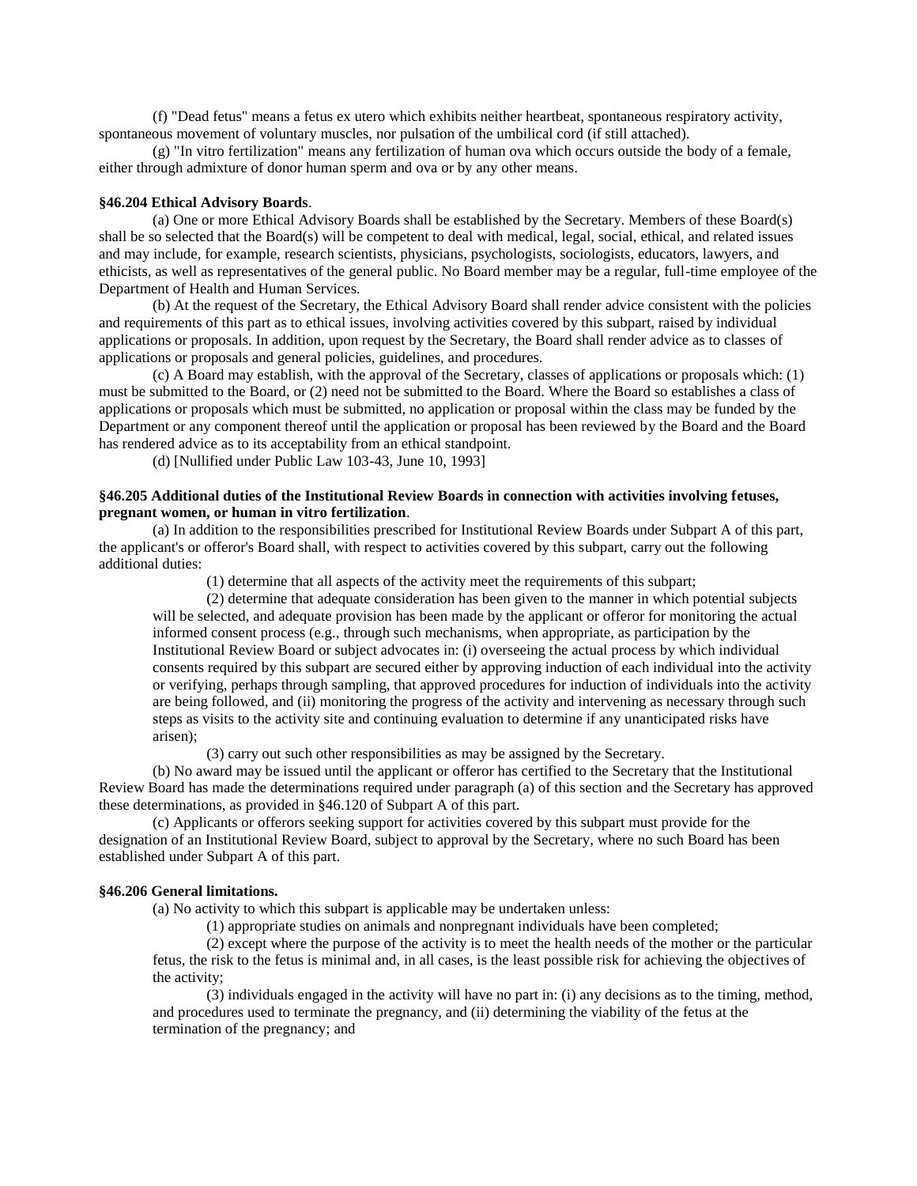(f) "Dead fetus" means a fetus ex utero which exhibits neither heartbeat, spontaneous respiratory activity, spontaneous movement of voluntary muscles, nor pulsation of the umbilical cord (if still attached).

(g) "In vitro fertilization" means any fertilization of human ova which occurs outside the body of a female, either through admixture of donor human sperm and ova or by any other means.

**§46.204 Ethical Advisory Boards**.

(a) One or more Ethical Advisory Boards shall be established by the Secretary. Members of these Board(s) shall be so selected that the Board(s) will be competent to deal with medical, legal, social, ethical, and related issues and may include, for example, research scientists, physicians, psychologists, sociologists, educators, lawyers, and ethicists, as well as representatives of the general public. No Board member may be a regular, full-time employee of the Department of Health and Human Services.

(b) At the request of the Secretary, the Ethical Advisory Board shall render advice consistent with the policies and requirements of this part as to ethical issues, involving activities covered by this subpart, raised by individual applications or proposals. In addition, upon request by the Secretary, the Board shall render advice as to classes of applications or proposals and general policies, guidelines, and procedures.

(c) A Board may establish, with the approval of the Secretary, classes of applications or proposals which: (1) must be submitted to the Board, or (2) need not be submitted to the Board. Where the Board so establishes a class of applications or proposals which must be submitted, no application or proposal within the class may be funded by the Department or any component thereof until the application or proposal has been reviewed by the Board and the Board has rendered advice as to its acceptability from an ethical standpoint.

(d) [Nullified under Public Law 103-43, June 10, 1993]

**§46.205 Additional duties of the Institutional Review Boards in connection with activities involving fetuses, pregnant women, or human in vitro fertilization**.

(a) In addition to the responsibilities prescribed for Institutional Review Boards under Subpart A of this part, the applicant's or offeror's Board shall, with respect to activities covered by this subpart, carry out the following additional duties:

(1) determine that all aspects of the activity meet the requirements of this subpart;

(2) determine that adequate consideration has been given to the manner in which potential subjects will be selected, and adequate provision has been made by the applicant or offeror for monitoring the actual informed consent process (e.g., through such mechanisms, when appropriate, as participation by the Institutional Review Board or subject advocates in: (i) overseeing the actual process by which individual consents required by this subpart are secured either by approving induction of each individual into the activity or verifying, perhaps through sampling, that approved procedures for induction of individuals into the activity are being followed, and (ii) monitoring the progress of the activity and intervening as necessary through such steps as visits to the activity site and continuing evaluation to determine if any unanticipated risks have arisen);

(3) carry out such other responsibilities as may be assigned by the Secretary.

(b) No award may be issued until the applicant or offeror has certified to the Secretary that the Institutional Review Board has made the determinations required under paragraph (a) of this section and the Secretary has approved these determinations, as provided in §46.120 of Subpart A of this part.

(c) Applicants or offerors seeking support for activities covered by this subpart must provide for the designation of an Institutional Review Board, subject to approval by the Secretary, where no such Board has been established under Subpart A of this part.

**§46.206 General limitations.**

(a) No activity to which this subpart is applicable may be undertaken unless:

(1) appropriate studies on animals and nonpregnant individuals have been completed;

(2) except where the purpose of the activity is to meet the health needs of the mother or the particular fetus, the risk to the fetus is minimal and, in all cases, is the least possible risk for achieving the objectives of the activity;

(3) individuals engaged in the activity will have no part in: (i) any decisions as to the timing, method, and procedures used to terminate the pregnancy, and (ii) determining the viability of the fetus at the termination of the pregnancy; and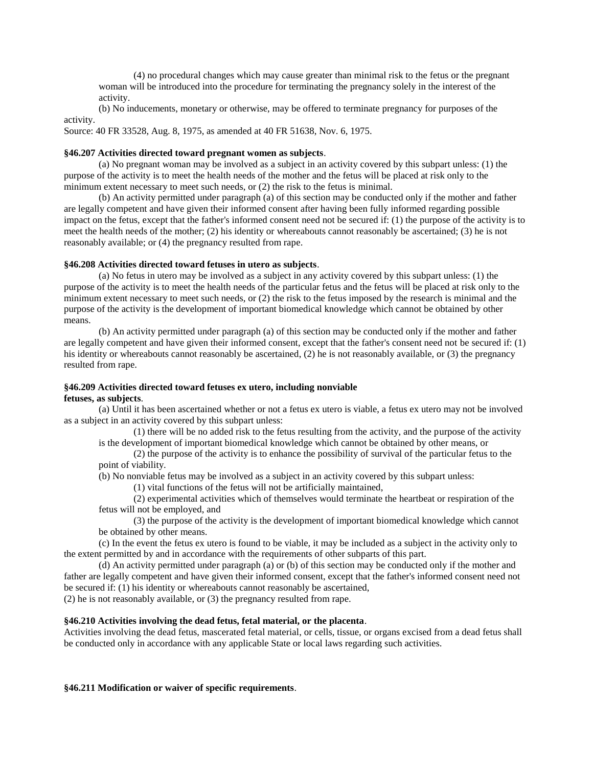(4) no procedural changes which may cause greater than minimal risk to the fetus or the pregnant woman will be introduced into the procedure for terminating the pregnancy solely in the interest of the activity.

(b) No inducements, monetary or otherwise, may be offered to terminate pregnancy for purposes of the activity.

Source: 40 FR 33528, Aug. 8, 1975, as amended at 40 FR 51638, Nov. 6, 1975.

**§46.207 Activities directed toward pregnant women as subjects**.

(a) No pregnant woman may be involved as a subject in an activity covered by this subpart unless: (1) the purpose of the activity is to meet the health needs of the mother and the fetus will be placed at risk only to the minimum extent necessary to meet such needs, or (2) the risk to the fetus is minimal.

(b) An activity permitted under paragraph (a) of this section may be conducted only if the mother and father are legally competent and have given their informed consent after having been fully informed regarding possible impact on the fetus, except that the father's informed consent need not be secured if: (1) the purpose of the activity is to meet the health needs of the mother; (2) his identity or whereabouts cannot reasonably be ascertained; (3) he is not reasonably available; or (4) the pregnancy resulted from rape.

**§46.208 Activities directed toward fetuses in utero as subjects**.

(a) No fetus in utero may be involved as a subject in any activity covered by this subpart unless: (1) the purpose of the activity is to meet the health needs of the particular fetus and the fetus will be placed at risk only to the minimum extent necessary to meet such needs, or (2) the risk to the fetus imposed by the research is minimal and the purpose of the activity is the development of important biomedical knowledge which cannot be obtained by other means.

(b) An activity permitted under paragraph (a) of this section may be conducted only if the mother and father are legally competent and have given their informed consent, except that the father's consent need not be secured if: (1) his identity or whereabouts cannot reasonably be ascertained, (2) he is not reasonably available, or (3) the pregnancy resulted from rape.

**§46.209 Activities directed toward fetuses ex utero, including nonviable fetuses, as subjects**.

(a) Until it has been ascertained whether or not a fetus ex utero is viable, a fetus ex utero may not be involved as a subject in an activity covered by this subpart unless:

(1) there will be no added risk to the fetus resulting from the activity, and the purpose of the activity is the development of important biomedical knowledge which cannot be obtained by other means, or

(2) the purpose of the activity is to enhance the possibility of survival of the particular fetus to the point of viability.

(b) No nonviable fetus may be involved as a subject in an activity covered by this subpart unless:

(1) vital functions of the fetus will not be artificially maintained,

(2) experimental activities which of themselves would terminate the heartbeat or respiration of the fetus will not be employed, and

(3) the purpose of the activity is the development of important biomedical knowledge which cannot be obtained by other means.

(c) In the event the fetus ex utero is found to be viable, it may be included as a subject in the activity only to the extent permitted by and in accordance with the requirements of other subparts of this part.

(d) An activity permitted under paragraph (a) or (b) of this section may be conducted only if the mother and father are legally competent and have given their informed consent, except that the father's informed consent need not be secured if: (1) his identity or whereabouts cannot reasonably be ascertained,
(2) he is not reasonably available, or (3) the pregnancy resulted from rape.

**§46.210 Activities involving the dead fetus, fetal material, or the placenta**.

Activities involving the dead fetus, mascerated fetal material, or cells, tissue, or organs excised from a dead fetus shall be conducted only in accordance with any applicable State or local laws regarding such activities.

**§46.211 Modification or waiver of specific requirements**.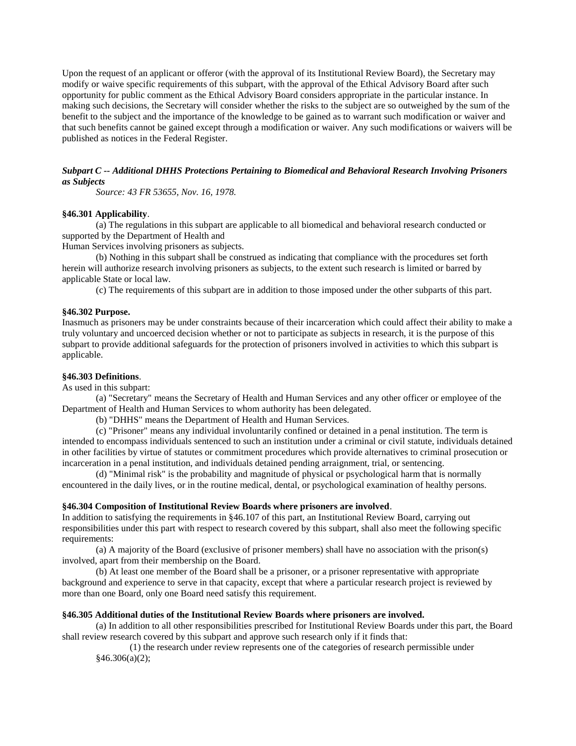Upon the request of an applicant or offeror (with the approval of its Institutional Review Board), the Secretary may modify or waive specific requirements of this subpart, with the approval of the Ethical Advisory Board after such opportunity for public comment as the Ethical Advisory Board considers appropriate in the particular instance. In making such decisions, the Secretary will consider whether the risks to the subject are so outweighed by the sum of the benefit to the subject and the importance of the knowledge to be gained as to warrant such modification or waiver and that such benefits cannot be gained except through a modification or waiver. Any such modifications or waivers will be published as notices in the Federal Register.

### *Subpart C -- Additional DHHS Protections Pertaining to Biomedical and Behavioral Research Involving Prisoners as Subjects*

*Source: 43 FR 53655, Nov. 16, 1978.*

**§46.301 Applicability**.

(a) The regulations in this subpart are applicable to all biomedical and behavioral research conducted or supported by the Department of Health and Human Services involving prisoners as subjects.

(b) Nothing in this subpart shall be construed as indicating that compliance with the procedures set forth herein will authorize research involving prisoners as subjects, to the extent such research is limited or barred by applicable State or local law.

(c) The requirements of this subpart are in addition to those imposed under the other subparts of this part.

**§46.302 Purpose.**

Inasmuch as prisoners may be under constraints because of their incarceration which could affect their ability to make a truly voluntary and uncoerced decision whether or not to participate as subjects in research, it is the purpose of this subpart to provide additional safeguards for the protection of prisoners involved in activities to which this subpart is applicable.

**§46.303 Definitions**.

As used in this subpart:

(a) "Secretary" means the Secretary of Health and Human Services and any other officer or employee of the Department of Health and Human Services to whom authority has been delegated.

(b) "DHHS" means the Department of Health and Human Services.

(c) "Prisoner" means any individual involuntarily confined or detained in a penal institution. The term is intended to encompass individuals sentenced to such an institution under a criminal or civil statute, individuals detained in other facilities by virtue of statutes or commitment procedures which provide alternatives to criminal prosecution or incarceration in a penal institution, and individuals detained pending arraignment, trial, or sentencing.

(d) "Minimal risk" is the probability and magnitude of physical or psychological harm that is normally encountered in the daily lives, or in the routine medical, dental, or psychological examination of healthy persons.

**§46.304 Composition of Institutional Review Boards where prisoners are involved**.

In addition to satisfying the requirements in §46.107 of this part, an Institutional Review Board, carrying out responsibilities under this part with respect to research covered by this subpart, shall also meet the following specific requirements:

(a) A majority of the Board (exclusive of prisoner members) shall have no association with the prison(s) involved, apart from their membership on the Board.

(b) At least one member of the Board shall be a prisoner, or a prisoner representative with appropriate background and experience to serve in that capacity, except that where a particular research project is reviewed by more than one Board, only one Board need satisfy this requirement.

**§46.305 Additional duties of the Institutional Review Boards where prisoners are involved.**

(a) In addition to all other responsibilities prescribed for Institutional Review Boards under this part, the Board shall review research covered by this subpart and approve such research only if it finds that:

(1) the research under review represents one of the categories of research permissible under §46.306(a)(2);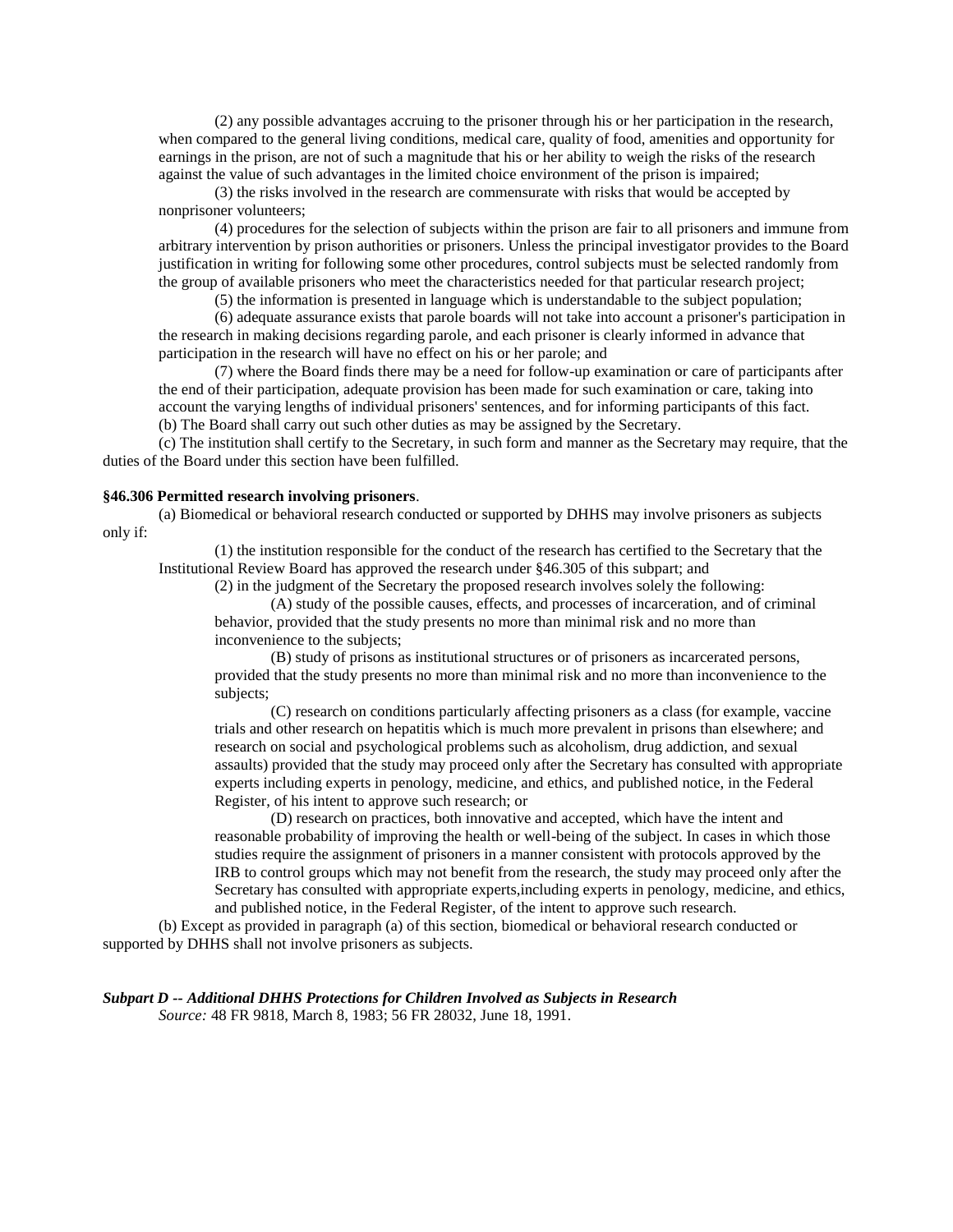(2) any possible advantages accruing to the prisoner through his or her participation in the research, when compared to the general living conditions, medical care, quality of food, amenities and opportunity for earnings in the prison, are not of such a magnitude that his or her ability to weigh the risks of the research against the value of such advantages in the limited choice environment of the prison is impaired;

(3) the risks involved in the research are commensurate with risks that would be accepted by nonprisoner volunteers;

(4) procedures for the selection of subjects within the prison are fair to all prisoners and immune from arbitrary intervention by prison authorities or prisoners. Unless the principal investigator provides to the Board justification in writing for following some other procedures, control subjects must be selected randomly from the group of available prisoners who meet the characteristics needed for that particular research project;

(5) the information is presented in language which is understandable to the subject population;

(6) adequate assurance exists that parole boards will not take into account a prisoner's participation in the research in making decisions regarding parole, and each prisoner is clearly informed in advance that participation in the research will have no effect on his or her parole; and

(7) where the Board finds there may be a need for follow-up examination or care of participants after the end of their participation, adequate provision has been made for such examination or care, taking into account the varying lengths of individual prisoners' sentences, and for informing participants of this fact.

(b) The Board shall carry out such other duties as may be assigned by the Secretary.

(c) The institution shall certify to the Secretary, in such form and manner as the Secretary may require, that the duties of the Board under this section have been fulfilled.

**§46.306 Permitted research involving prisoners**.

(a) Biomedical or behavioral research conducted or supported by DHHS may involve prisoners as subjects only if:

(1) the institution responsible for the conduct of the research has certified to the Secretary that the Institutional Review Board has approved the research under §46.305 of this subpart; and

(2) in the judgment of the Secretary the proposed research involves solely the following:

(A) study of the possible causes, effects, and processes of incarceration, and of criminal behavior, provided that the study presents no more than minimal risk and no more than inconvenience to the subjects;

(B) study of prisons as institutional structures or of prisoners as incarcerated persons, provided that the study presents no more than minimal risk and no more than inconvenience to the subjects;

(C) research on conditions particularly affecting prisoners as a class (for example, vaccine trials and other research on hepatitis which is much more prevalent in prisons than elsewhere; and research on social and psychological problems such as alcoholism, drug addiction, and sexual assaults) provided that the study may proceed only after the Secretary has consulted with appropriate experts including experts in penology, medicine, and ethics, and published notice, in the Federal Register, of his intent to approve such research; or

(D) research on practices, both innovative and accepted, which have the intent and reasonable probability of improving the health or well-being of the subject. In cases in which those studies require the assignment of prisoners in a manner consistent with protocols approved by the IRB to control groups which may not benefit from the research, the study may proceed only after the Secretary has consulted with appropriate experts,including experts in penology, medicine, and ethics, and published notice, in the Federal Register, of the intent to approve such research.

(b) Except as provided in paragraph (a) of this section, biomedical or behavioral research conducted or supported by DHHS shall not involve prisoners as subjects.

***Subpart D -- Additional DHHS Protections for Children Involved as Subjects in Research***

*Source:* 48 FR 9818, March 8, 1983; 56 FR 28032, June 18, 1991.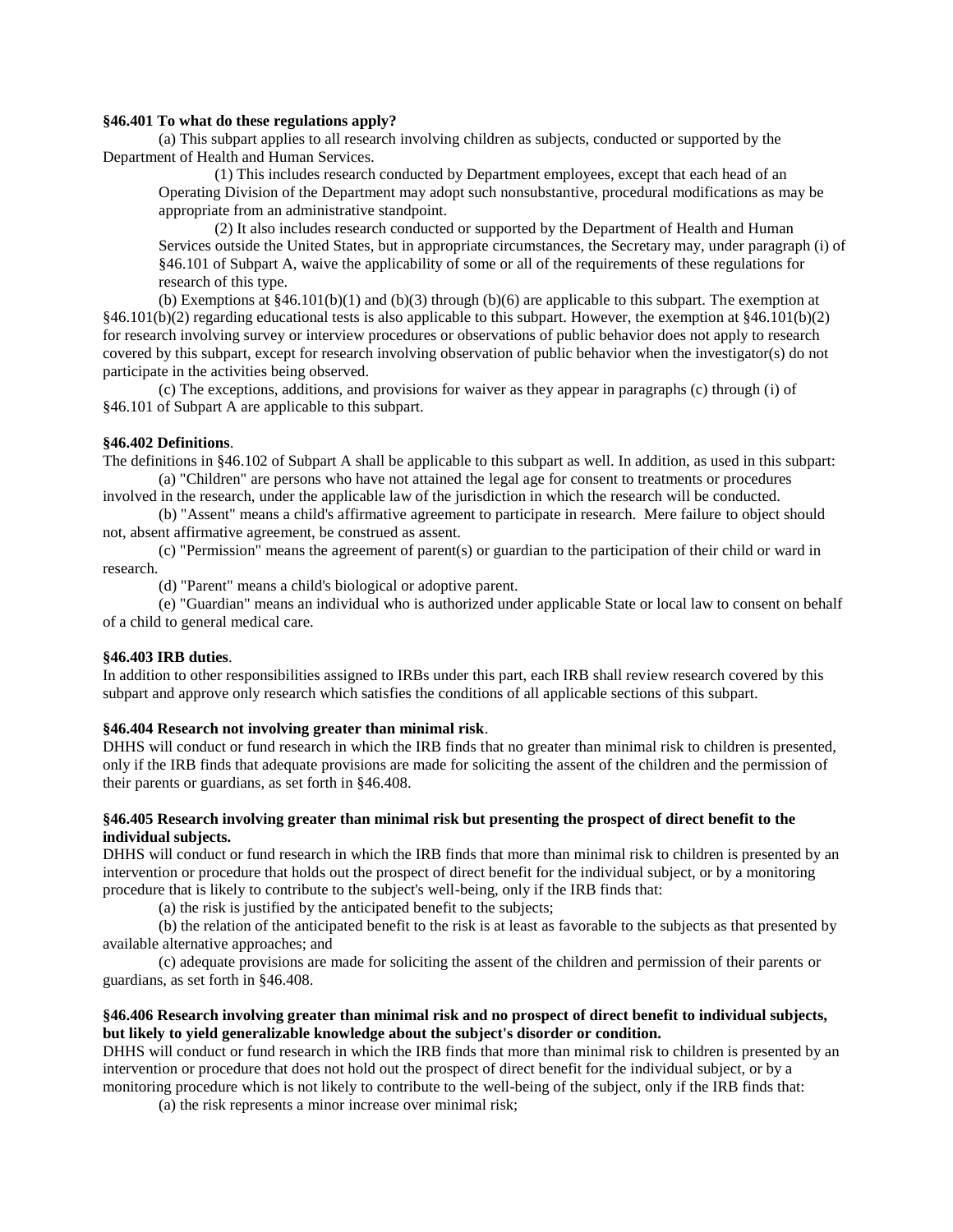**§46.401 To what do these regulations apply?**

(a) This subpart applies to all research involving children as subjects, conducted or supported by the Department of Health and Human Services.

(1) This includes research conducted by Department employees, except that each head of an Operating Division of the Department may adopt such nonsubstantive, procedural modifications as may be appropriate from an administrative standpoint.

(2) It also includes research conducted or supported by the Department of Health and Human Services outside the United States, but in appropriate circumstances, the Secretary may, under paragraph (i) of §46.101 of Subpart A, waive the applicability of some or all of the requirements of these regulations for research of this type.

(b) Exemptions at §46.101(b)(1) and (b)(3) through (b)(6) are applicable to this subpart. The exemption at §46.101(b)(2) regarding educational tests is also applicable to this subpart. However, the exemption at §46.101(b)(2) for research involving survey or interview procedures or observations of public behavior does not apply to research covered by this subpart, except for research involving observation of public behavior when the investigator(s) do not participate in the activities being observed.

(c) The exceptions, additions, and provisions for waiver as they appear in paragraphs (c) through (i) of §46.101 of Subpart A are applicable to this subpart.

**§46.402 Definitions**.

The definitions in §46.102 of Subpart A shall be applicable to this subpart as well. In addition, as used in this subpart:

(a) "Children" are persons who have not attained the legal age for consent to treatments or procedures involved in the research, under the applicable law of the jurisdiction in which the research will be conducted.

(b) "Assent" means a child's affirmative agreement to participate in research. Mere failure to object should not, absent affirmative agreement, be construed as assent.

(c) "Permission" means the agreement of parent(s) or guardian to the participation of their child or ward in research.

(d) "Parent" means a child's biological or adoptive parent.

(e) "Guardian" means an individual who is authorized under applicable State or local law to consent on behalf of a child to general medical care.

**§46.403 IRB duties**.

In addition to other responsibilities assigned to IRBs under this part, each IRB shall review research covered by this subpart and approve only research which satisfies the conditions of all applicable sections of this subpart.

**§46.404 Research not involving greater than minimal risk**.

DHHS will conduct or fund research in which the IRB finds that no greater than minimal risk to children is presented, only if the IRB finds that adequate provisions are made for soliciting the assent of the children and the permission of their parents or guardians, as set forth in §46.408.

**§46.405 Research involving greater than minimal risk but presenting the prospect of direct benefit to the individual subjects.**

DHHS will conduct or fund research in which the IRB finds that more than minimal risk to children is presented by an intervention or procedure that holds out the prospect of direct benefit for the individual subject, or by a monitoring procedure that is likely to contribute to the subject's well-being, only if the IRB finds that:

(a) the risk is justified by the anticipated benefit to the subjects;

(b) the relation of the anticipated benefit to the risk is at least as favorable to the subjects as that presented by available alternative approaches; and

(c) adequate provisions are made for soliciting the assent of the children and permission of their parents or guardians, as set forth in §46.408.

**§46.406 Research involving greater than minimal risk and no prospect of direct benefit to individual subjects, but likely to yield generalizable knowledge about the subject's disorder or condition.**

DHHS will conduct or fund research in which the IRB finds that more than minimal risk to children is presented by an intervention or procedure that does not hold out the prospect of direct benefit for the individual subject, or by a monitoring procedure which is not likely to contribute to the well-being of the subject, only if the IRB finds that:

(a) the risk represents a minor increase over minimal risk;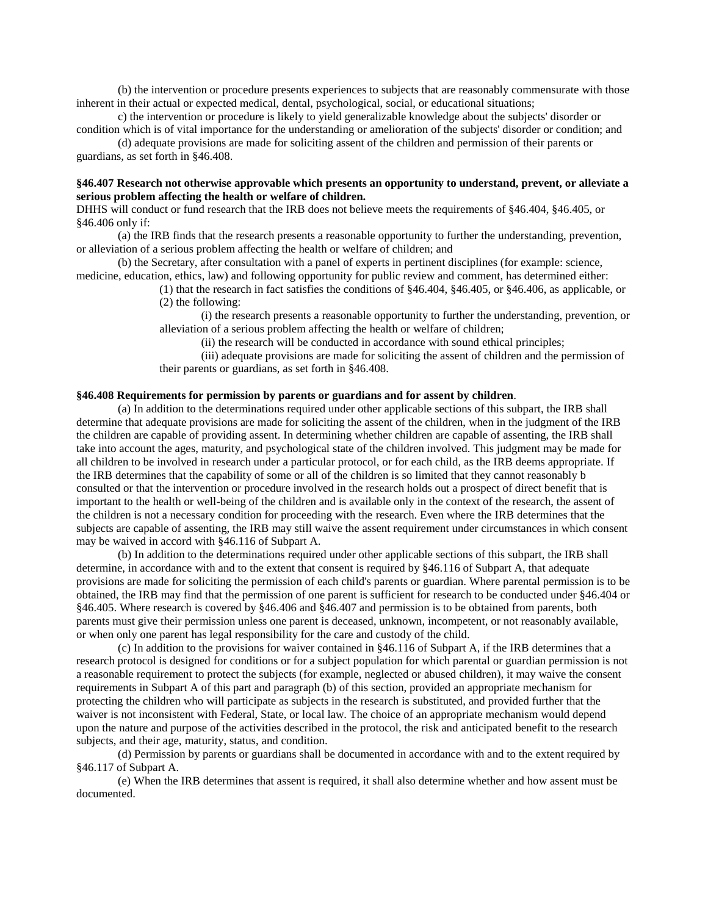(b) the intervention or procedure presents experiences to subjects that are reasonably commensurate with those inherent in their actual or expected medical, dental, psychological, social, or educational situations;

c) the intervention or procedure is likely to yield generalizable knowledge about the subjects' disorder or condition which is of vital importance for the understanding or amelioration of the subjects' disorder or condition; and

(d) adequate provisions are made for soliciting assent of the children and permission of their parents or guardians, as set forth in §46.408.

**§46.407 Research not otherwise approvable which presents an opportunity to understand, prevent, or alleviate a serious problem affecting the health or welfare of children.**

DHHS will conduct or fund research that the IRB does not believe meets the requirements of §46.404, §46.405, or §46.406 only if:

(a) the IRB finds that the research presents a reasonable opportunity to further the understanding, prevention, or alleviation of a serious problem affecting the health or welfare of children; and

(b) the Secretary, after consultation with a panel of experts in pertinent disciplines (for example: science, medicine, education, ethics, law) and following opportunity for public review and comment, has determined either:

(1) that the research in fact satisfies the conditions of §46.404, §46.405, or §46.406, as applicable, or

(2) the following:

(i) the research presents a reasonable opportunity to further the understanding, prevention, or alleviation of a serious problem affecting the health or welfare of children;

(ii) the research will be conducted in accordance with sound ethical principles;

(iii) adequate provisions are made for soliciting the assent of children and the permission of their parents or guardians, as set forth in §46.408.

**§46.408 Requirements for permission by parents or guardians and for assent by children**.

(a) In addition to the determinations required under other applicable sections of this subpart, the IRB shall determine that adequate provisions are made for soliciting the assent of the children, when in the judgment of the IRB the children are capable of providing assent. In determining whether children are capable of assenting, the IRB shall take into account the ages, maturity, and psychological state of the children involved. This judgment may be made for all children to be involved in research under a particular protocol, or for each child, as the IRB deems appropriate. If the IRB determines that the capability of some or all of the children is so limited that they cannot reasonably b consulted or that the intervention or procedure involved in the research holds out a prospect of direct benefit that is important to the health or well-being of the children and is available only in the context of the research, the assent of the children is not a necessary condition for proceeding with the research. Even where the IRB determines that the subjects are capable of assenting, the IRB may still waive the assent requirement under circumstances in which consent may be waived in accord with §46.116 of Subpart A.

(b) In addition to the determinations required under other applicable sections of this subpart, the IRB shall determine, in accordance with and to the extent that consent is required by §46.116 of Subpart A, that adequate provisions are made for soliciting the permission of each child's parents or guardian. Where parental permission is to be obtained, the IRB may find that the permission of one parent is sufficient for research to be conducted under §46.404 or §46.405. Where research is covered by §46.406 and §46.407 and permission is to be obtained from parents, both parents must give their permission unless one parent is deceased, unknown, incompetent, or not reasonably available, or when only one parent has legal responsibility for the care and custody of the child.

(c) In addition to the provisions for waiver contained in §46.116 of Subpart A, if the IRB determines that a research protocol is designed for conditions or for a subject population for which parental or guardian permission is not a reasonable requirement to protect the subjects (for example, neglected or abused children), it may waive the consent requirements in Subpart A of this part and paragraph (b) of this section, provided an appropriate mechanism for protecting the children who will participate as subjects in the research is substituted, and provided further that the waiver is not inconsistent with Federal, State, or local law. The choice of an appropriate mechanism would depend upon the nature and purpose of the activities described in the protocol, the risk and anticipated benefit to the research subjects, and their age, maturity, status, and condition.

(d) Permission by parents or guardians shall be documented in accordance with and to the extent required by §46.117 of Subpart A.

(e) When the IRB determines that assent is required, it shall also determine whether and how assent must be documented.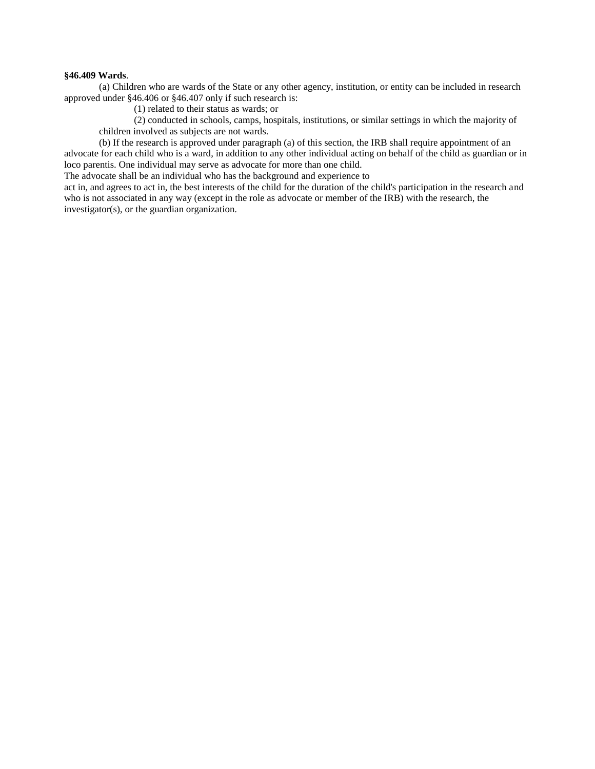**§46.409 Wards**.

(a) Children who are wards of the State or any other agency, institution, or entity can be included in research approved under §46.406 or §46.407 only if such research is:

(1) related to their status as wards; or

(2) conducted in schools, camps, hospitals, institutions, or similar settings in which the majority of children involved as subjects are not wards.

(b) If the research is approved under paragraph (a) of this section, the IRB shall require appointment of an advocate for each child who is a ward, in addition to any other individual acting on behalf of the child as guardian or in loco parentis. One individual may serve as advocate for more than one child.
The advocate shall be an individual who has the background and experience to
act in, and agrees to act in, the best interests of the child for the duration of the child's participation in the research and who is not associated in any way (except in the role as advocate or member of the IRB) with the research, the investigator(s), or the guardian organization.